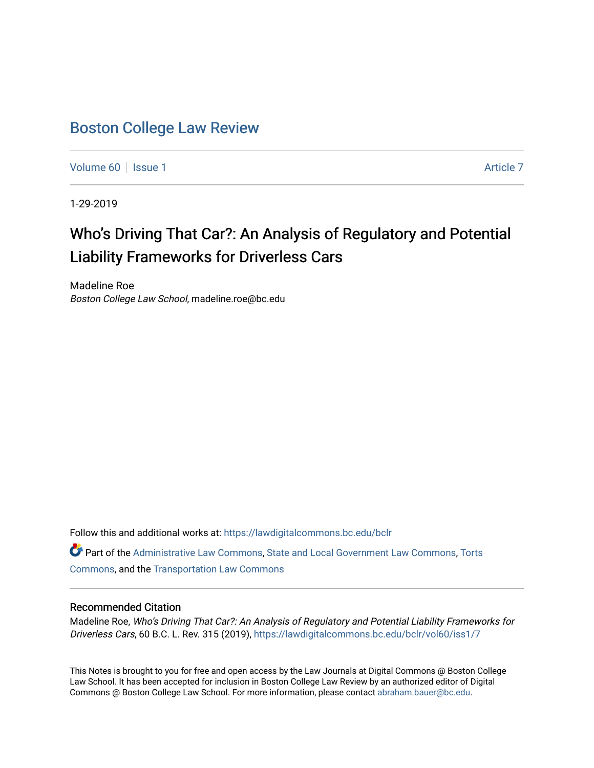# Boston College Law Review

Volume 60 | Issue 1 | Article 7

1-29-2019

## Who's Driving That Car?: An Analysis of Regulatory and Potential Liability Frameworks for Driverless Cars

Madeline Roe
*Boston College Law School*, madeline.roe@bc.edu

Follow this and additional works at: https://lawdigitalcommons.bc.edu/bclr

Part of the Administrative Law Commons, State and Local Government Law Commons, Torts Commons, and the Transportation Law Commons

### Recommended Citation

Madeline Roe, *Who's Driving That Car?: An Analysis of Regulatory and Potential Liability Frameworks for Driverless Cars*, 60 B.C. L. Rev. 315 (2019), https://lawdigitalcommons.bc.edu/bclr/vol60/iss1/7

This Notes is brought to you for free and open access by the Law Journals at Digital Commons @ Boston College Law School. It has been accepted for inclusion in Boston College Law Review by an authorized editor of Digital Commons @ Boston College Law School. For more information, please contact abraham.bauer@bc.edu.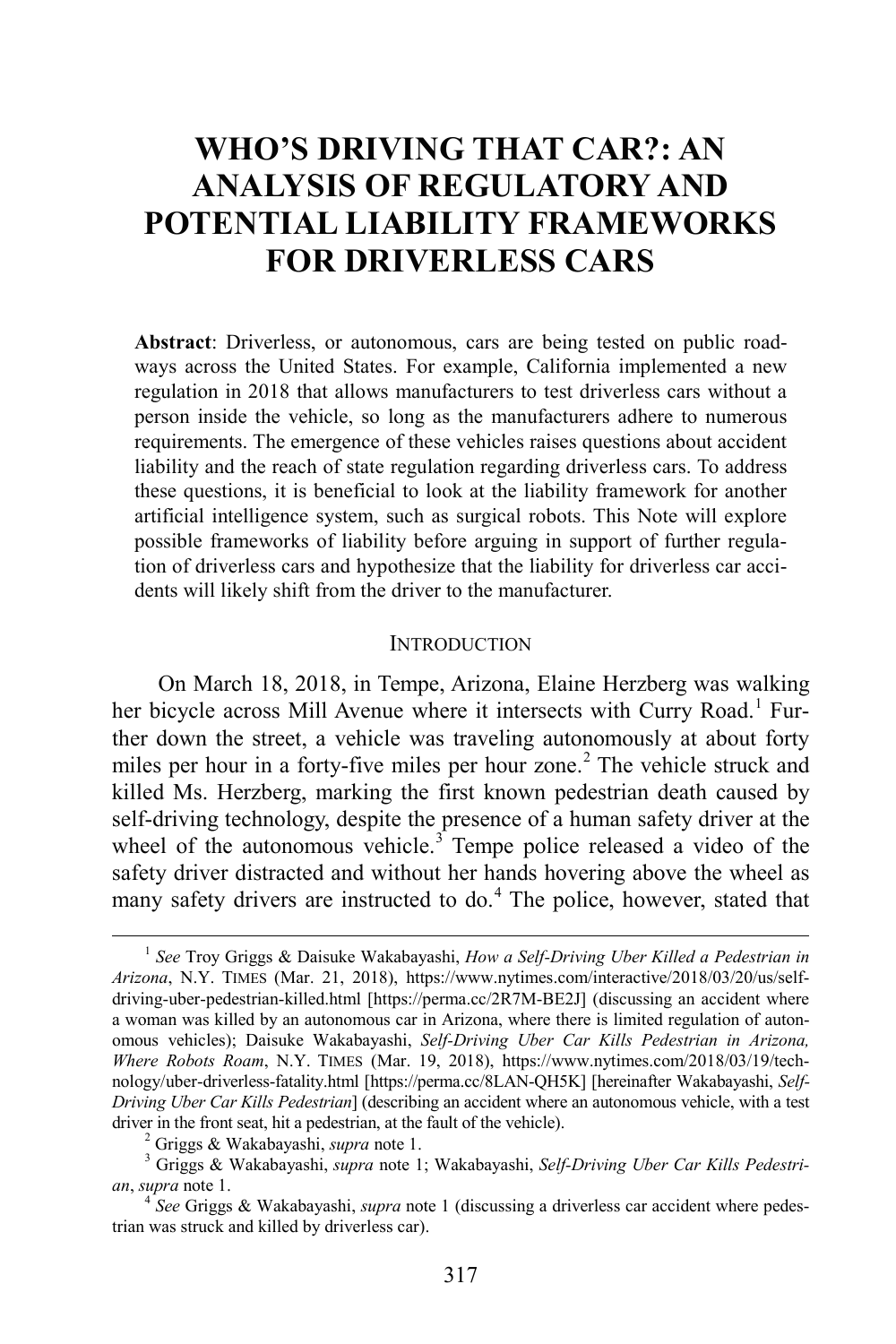# WHO'S DRIVING THAT CAR?: AN ANALYSIS OF REGULATORY AND POTENTIAL LIABILITY FRAMEWORKS FOR DRIVERLESS CARS

**Abstract**: Driverless, or autonomous, cars are being tested on public roadways across the United States. For example, California implemented a new regulation in 2018 that allows manufacturers to test driverless cars without a person inside the vehicle, so long as the manufacturers adhere to numerous requirements. The emergence of these vehicles raises questions about accident liability and the reach of state regulation regarding driverless cars. To address these questions, it is beneficial to look at the liability framework for another artificial intelligence system, such as surgical robots. This Note will explore possible frameworks of liability before arguing in support of further regulation of driverless cars and hypothesize that the liability for driverless car accidents will likely shift from the driver to the manufacturer.

## INTRODUCTION

On March 18, 2018, in Tempe, Arizona, Elaine Herzberg was walking her bicycle across Mill Avenue where it intersects with Curry Road.[1] Further down the street, a vehicle was traveling autonomously at about forty miles per hour in a forty-five miles per hour zone.[2] The vehicle struck and killed Ms. Herzberg, marking the first known pedestrian death caused by self-driving technology, despite the presence of a human safety driver at the wheel of the autonomous vehicle.[3] Tempe police released a video of the safety driver distracted and without her hands hovering above the wheel as many safety drivers are instructed to do.[4] The police, however, stated that

---

[1] *See* Troy Griggs & Daisuke Wakabayashi, *How a Self-Driving Uber Killed a Pedestrian in Arizona*, N.Y. TIMES (Mar. 21, 2018), https://www.nytimes.com/interactive/2018/03/20/us/self-driving-uber-pedestrian-killed.html [https://perma.cc/2R7M-BE2J] (discussing an accident where a woman was killed by an autonomous car in Arizona, where there is limited regulation of autonomous vehicles); Daisuke Wakabayashi, *Self-Driving Uber Car Kills Pedestrian in Arizona, Where Robots Roam*, N.Y. TIMES (Mar. 19, 2018), https://www.nytimes.com/2018/03/19/technology/uber-driverless-fatality.html [https://perma.cc/8LAN-QH5K] [hereinafter Wakabayashi, *Self-Driving Uber Car Kills Pedestrian*] (describing an accident where an autonomous vehicle, with a test driver in the front seat, hit a pedestrian, at the fault of the vehicle).

[2] Griggs & Wakabayashi, *supra* note 1.

[3] Griggs & Wakabayashi, *supra* note 1; Wakabayashi, *Self-Driving Uber Car Kills Pedestrian*, *supra* note 1.

[4] *See* Griggs & Wakabayashi, *supra* note 1 (discussing a driverless car accident where pedestrian was struck and killed by driverless car).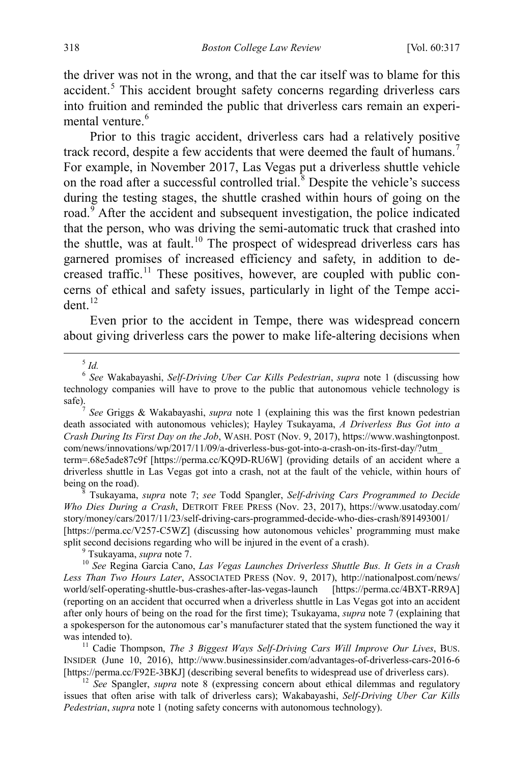the driver was not in the wrong, and that the car itself was to blame for this accident.[5] This accident brought safety concerns regarding driverless cars into fruition and reminded the public that driverless cars remain an experimental venture.[6]

Prior to this tragic accident, driverless cars had a relatively positive track record, despite a few accidents that were deemed the fault of humans.[7] For example, in November 2017, Las Vegas put a driverless shuttle vehicle on the road after a successful controlled trial.[8] Despite the vehicle's success during the testing stages, the shuttle crashed within hours of going on the road.[9] After the accident and subsequent investigation, the police indicated that the person, who was driving the semi-automatic truck that crashed into the shuttle, was at fault.[10] The prospect of widespread driverless cars has garnered promises of increased efficiency and safety, in addition to decreased traffic.[11] These positives, however, are coupled with public concerns of ethical and safety issues, particularly in light of the Tempe accident.[12]

Even prior to the accident in Tempe, there was widespread concern about giving driverless cars the power to make life-altering decisions when

---

[5] *Id.*

[6] *See* Wakabayashi, *Self-Driving Uber Car Kills Pedestrian*, *supra* note 1 (discussing how technology companies will have to prove to the public that autonomous vehicle technology is safe).

[7] *See* Griggs & Wakabayashi, *supra* note 1 (explaining this was the first known pedestrian death associated with autonomous vehicles); Hayley Tsukayama, *A Driverless Bus Got into a Crash During Its First Day on the Job*, WASH. POST (Nov. 9, 2017), https://www.washingtonpost.com/news/innovations/wp/2017/11/09/a-driverless-bus-got-into-a-crash-on-its-first-day/?utm_term=.68e5ade87c9f [https://perma.cc/KQ9D-RU6W] (providing details of an accident where a driverless shuttle in Las Vegas got into a crash, not at the fault of the vehicle, within hours of being on the road).

[8] Tsukayama, *supra* note 7; *see* Todd Spangler, *Self-driving Cars Programmed to Decide Who Dies During a Crash*, DETROIT FREE PRESS (Nov. 23, 2017), https://www.usatoday.com/story/money/cars/2017/11/23/self-driving-cars-programmed-decide-who-dies-crash/891493001/ [https://perma.cc/V257-C5WZ] (discussing how autonomous vehicles' programming must make split second decisions regarding who will be injured in the event of a crash).

[9] Tsukayama, *supra* note 7.

[10] *See* Regina Garcia Cano, *Las Vegas Launches Driverless Shuttle Bus. It Gets in a Crash Less Than Two Hours Later*, ASSOCIATED PRESS (Nov. 9, 2017), http://nationalpost.com/news/world/self-operating-shuttle-bus-crashes-after-las-vegas-launch [https://perma.cc/4BXT-RR9A] (reporting on an accident that occurred when a driverless shuttle in Las Vegas got into an accident after only hours of being on the road for the first time); Tsukayama, *supra* note 7 (explaining that a spokesperson for the autonomous car's manufacturer stated that the system functioned the way it was intended to).

[11] Cadie Thompson, *The 3 Biggest Ways Self-Driving Cars Will Improve Our Lives*, BUS. INSIDER (June 10, 2016), http://www.businessinsider.com/advantages-of-driverless-cars-2016-6 [https://perma.cc/F92E-3BKJ] (describing several benefits to widespread use of driverless cars).

[12] *See* Spangler, *supra* note 8 (expressing concern about ethical dilemmas and regulatory issues that often arise with talk of driverless cars); Wakabayashi, *Self-Driving Uber Car Kills Pedestrian*, *supra* note 1 (noting safety concerns with autonomous technology).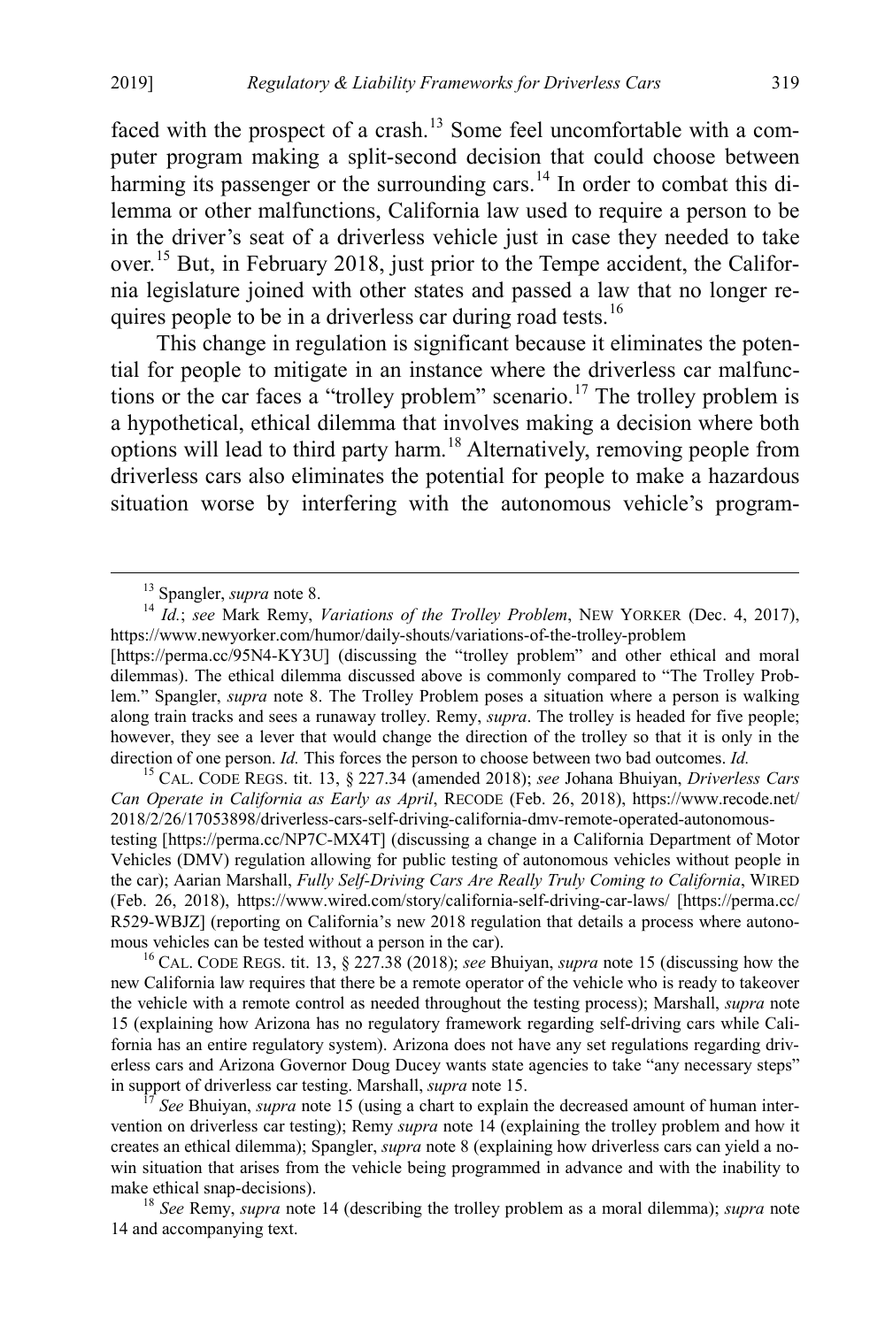faced with the prospect of a crash.[13] Some feel uncomfortable with a computer program making a split-second decision that could choose between harming its passenger or the surrounding cars.[14] In order to combat this dilemma or other malfunctions, California law used to require a person to be in the driver's seat of a driverless vehicle just in case they needed to take over.[15] But, in February 2018, just prior to the Tempe accident, the California legislature joined with other states and passed a law that no longer requires people to be in a driverless car during road tests.[16]

This change in regulation is significant because it eliminates the potential for people to mitigate in an instance where the driverless car malfunctions or the car faces a "trolley problem" scenario.[17] The trolley problem is a hypothetical, ethical dilemma that involves making a decision where both options will lead to third party harm.[18] Alternatively, removing people from driverless cars also eliminates the potential for people to make a hazardous situation worse by interfering with the autonomous vehicle's program-

---

[13] Spangler, *supra* note 8.

[14] *Id.*; *see* Mark Remy, *Variations of the Trolley Problem*, NEW YORKER (Dec. 4, 2017), https://www.newyorker.com/humor/daily-shouts/variations-of-the-trolley-problem [https://perma.cc/95N4-KY3U] (discussing the "trolley problem" and other ethical and moral dilemmas). The ethical dilemma discussed above is commonly compared to "The Trolley Problem." Spangler, *supra* note 8. The Trolley Problem poses a situation where a person is walking along train tracks and sees a runaway trolley. Remy, *supra*. The trolley is headed for five people; however, they see a lever that would change the direction of the trolley so that it is only in the direction of one person. *Id.* This forces the person to choose between two bad outcomes. *Id.*

[15] CAL. CODE REGS. tit. 13, § 227.34 (amended 2018); *see* Johana Bhuiyan, *Driverless Cars Can Operate in California as Early as April*, RECODE (Feb. 26, 2018), https://www.recode.net/2018/2/26/17053898/driverless-cars-self-driving-california-dmv-remote-operated-autonomous-testing [https://perma.cc/NP7C-MX4T] (discussing a change in a California Department of Motor Vehicles (DMV) regulation allowing for public testing of autonomous vehicles without people in the car); Aarian Marshall, *Fully Self-Driving Cars Are Really Truly Coming to California*, WIRED (Feb. 26, 2018), https://www.wired.com/story/california-self-driving-car-laws/ [https://perma.cc/R529-WBJZ] (reporting on California's new 2018 regulation that details a process where autonomous vehicles can be tested without a person in the car).

[16] CAL. CODE REGS. tit. 13, § 227.38 (2018); *see* Bhuiyan, *supra* note 15 (discussing how the new California law requires that there be a remote operator of the vehicle who is ready to takeover the vehicle with a remote control as needed throughout the testing process); Marshall, *supra* note 15 (explaining how Arizona has no regulatory framework regarding self-driving cars while California has an entire regulatory system). Arizona does not have any set regulations regarding driverless cars and Arizona Governor Doug Ducey wants state agencies to take "any necessary steps" in support of driverless car testing. Marshall, *supra* note 15.

[17] *See* Bhuiyan, *supra* note 15 (using a chart to explain the decreased amount of human intervention on driverless car testing); Remy *supra* note 14 (explaining the trolley problem and how it creates an ethical dilemma); Spangler, *supra* note 8 (explaining how driverless cars can yield a no-win situation that arises from the vehicle being programmed in advance and with the inability to make ethical snap-decisions).

[18] *See* Remy, *supra* note 14 (describing the trolley problem as a moral dilemma); *supra* note 14 and accompanying text.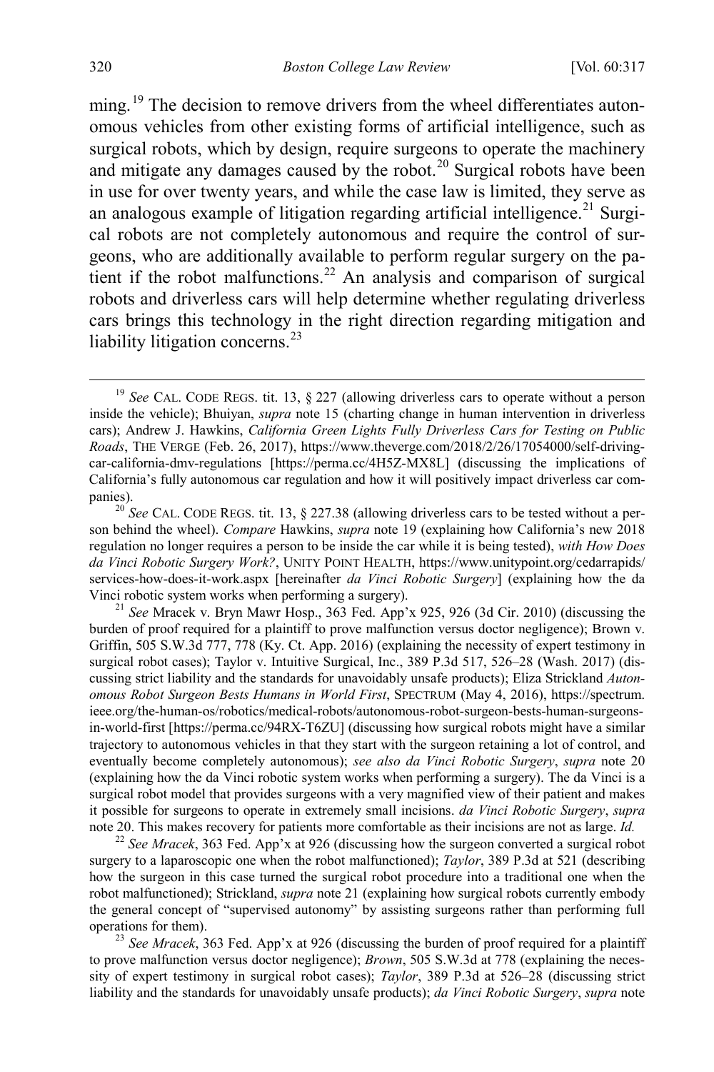ming.[19] The decision to remove drivers from the wheel differentiates autonomous vehicles from other existing forms of artificial intelligence, such as surgical robots, which by design, require surgeons to operate the machinery and mitigate any damages caused by the robot.[20] Surgical robots have been in use for over twenty years, and while the case law is limited, they serve as an analogous example of litigation regarding artificial intelligence.[21] Surgical robots are not completely autonomous and require the control of surgeons, who are additionally available to perform regular surgery on the patient if the robot malfunctions.[22] An analysis and comparison of surgical robots and driverless cars will help determine whether regulating driverless cars brings this technology in the right direction regarding mitigation and liability litigation concerns.[23]

[19] *See* CAL. CODE REGS. tit. 13, § 227 (allowing driverless cars to operate without a person inside the vehicle); Bhuiyan, *supra* note 15 (charting change in human intervention in driverless cars); Andrew J. Hawkins, *California Green Lights Fully Driverless Cars for Testing on Public Roads*, THE VERGE (Feb. 26, 2017), https://www.theverge.com/2018/2/26/17054000/self-driving-car-california-dmv-regulations [https://perma.cc/4H5Z-MX8L] (discussing the implications of California's fully autonomous car regulation and how it will positively impact driverless car companies).

[20] *See* CAL. CODE REGS. tit. 13, § 227.38 (allowing driverless cars to be tested without a person behind the wheel). *Compare* Hawkins, *supra* note 19 (explaining how California's new 2018 regulation no longer requires a person to be inside the car while it is being tested), *with How Does da Vinci Robotic Surgery Work?*, UNITY POINT HEALTH, https://www.unitypoint.org/cedarrapids/services-how-does-it-work.aspx [hereinafter *da Vinci Robotic Surgery*] (explaining how the da Vinci robotic system works when performing a surgery).

[21] *See* Mracek v. Bryn Mawr Hosp., 363 Fed. App'x 925, 926 (3d Cir. 2010) (discussing the burden of proof required for a plaintiff to prove malfunction versus doctor negligence); Brown v. Griffin, 505 S.W.3d 777, 778 (Ky. Ct. App. 2016) (explaining the necessity of expert testimony in surgical robot cases); Taylor v. Intuitive Surgical, Inc., 389 P.3d 517, 526–28 (Wash. 2017) (discussing strict liability and the standards for unavoidably unsafe products); Eliza Strickland *Autonomous Robot Surgeon Bests Humans in World First*, SPECTRUM (May 4, 2016), https://spectrum.ieee.org/the-human-os/robotics/medical-robots/autonomous-robot-surgeon-bests-human-surgeons-in-world-first [https://perma.cc/94RX-T6ZU] (discussing how surgical robots might have a similar trajectory to autonomous vehicles in that they start with the surgeon retaining a lot of control, and eventually become completely autonomous); *see also da Vinci Robotic Surgery*, *supra* note 20 (explaining how the da Vinci robotic system works when performing a surgery). The da Vinci is a surgical robot model that provides surgeons with a very magnified view of their patient and makes it possible for surgeons to operate in extremely small incisions. *da Vinci Robotic Surgery*, *supra* note 20. This makes recovery for patients more comfortable as their incisions are not as large. *Id.*

[22] *See Mracek*, 363 Fed. App'x at 926 (discussing how the surgeon converted a surgical robot surgery to a laparoscopic one when the robot malfunctioned); *Taylor*, 389 P.3d at 521 (describing how the surgeon in this case turned the surgical robot procedure into a traditional one when the robot malfunctioned); Strickland, *supra* note 21 (explaining how surgical robots currently embody the general concept of "supervised autonomy" by assisting surgeons rather than performing full operations for them).

[23] *See Mracek*, 363 Fed. App'x at 926 (discussing the burden of proof required for a plaintiff to prove malfunction versus doctor negligence); *Brown*, 505 S.W.3d at 778 (explaining the necessity of expert testimony in surgical robot cases); *Taylor*, 389 P.3d at 526–28 (discussing strict liability and the standards for unavoidably unsafe products); *da Vinci Robotic Surgery*, *supra* note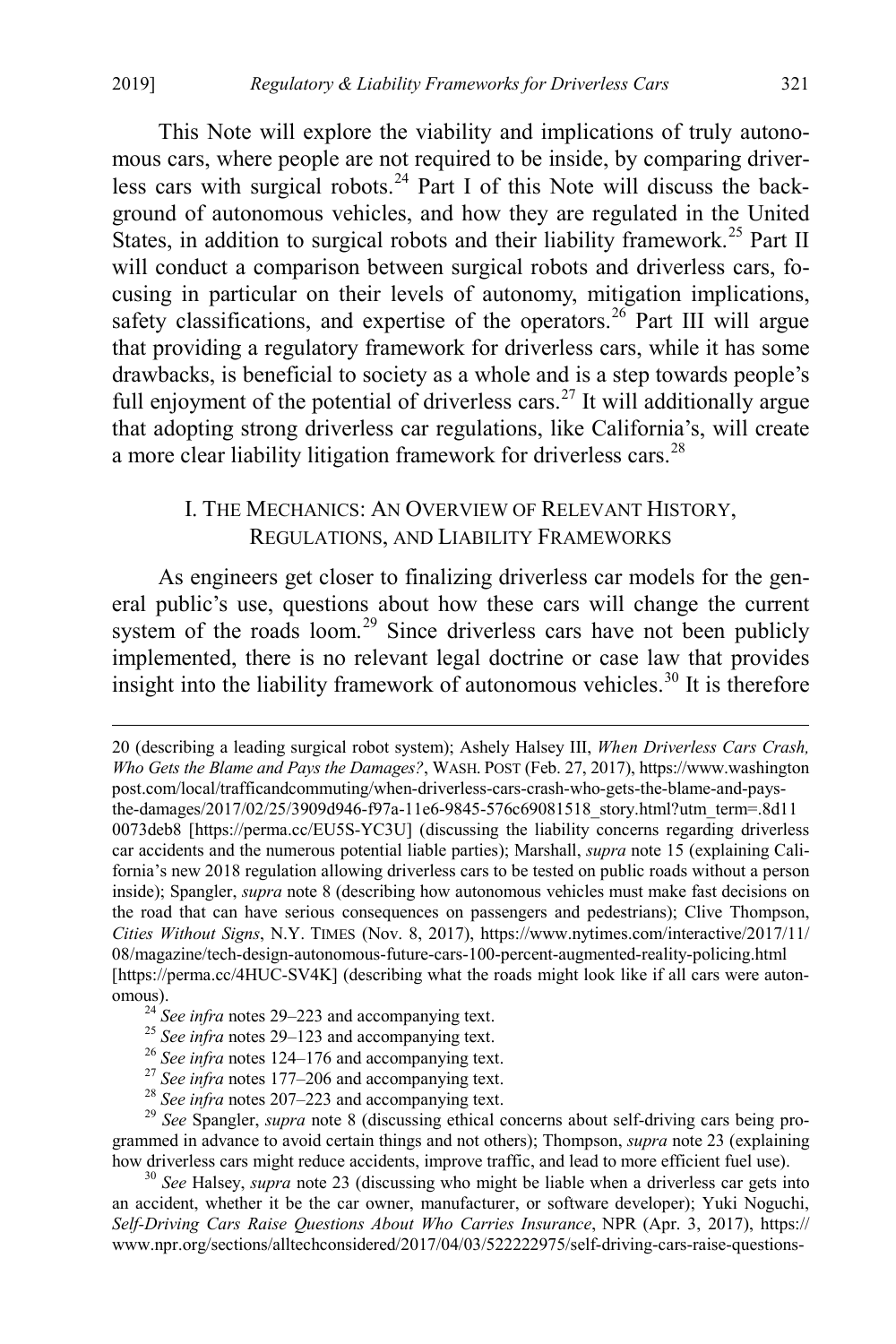This Note will explore the viability and implications of truly autonomous cars, where people are not required to be inside, by comparing driverless cars with surgical robots.[24] Part I of this Note will discuss the background of autonomous vehicles, and how they are regulated in the United States, in addition to surgical robots and their liability framework.[25] Part II will conduct a comparison between surgical robots and driverless cars, focusing in particular on their levels of autonomy, mitigation implications, safety classifications, and expertise of the operators.[26] Part III will argue that providing a regulatory framework for driverless cars, while it has some drawbacks, is beneficial to society as a whole and is a step towards people's full enjoyment of the potential of driverless cars.[27] It will additionally argue that adopting strong driverless car regulations, like California's, will create a more clear liability litigation framework for driverless cars.[28]

## I. The Mechanics: An Overview of Relevant History, Regulations, and Liability Frameworks

As engineers get closer to finalizing driverless car models for the general public's use, questions about how these cars will change the current system of the roads loom.[29] Since driverless cars have not been publicly implemented, there is no relevant legal doctrine or case law that provides insight into the liability framework of autonomous vehicles.[30] It is therefore

---

20 (describing a leading surgical robot system); Ashely Halsey III, *When Driverless Cars Crash, Who Gets the Blame and Pays the Damages?*, Wash. Post (Feb. 27, 2017), https://www.washingtonpost.com/local/trafficandcommuting/when-driverless-cars-crash-who-gets-the-blame-and-pays-the-damages/2017/02/25/3909d946-f97a-11e6-9845-576c69081518_story.html?utm_term=.8d110073deb8 [https://perma.cc/EU5S-YC3U] (discussing the liability concerns regarding driverless car accidents and the numerous potential liable parties); Marshall, *supra* note 15 (explaining California's new 2018 regulation allowing driverless cars to be tested on public roads without a person inside); Spangler, *supra* note 8 (describing how autonomous vehicles must make fast decisions on the road that can have serious consequences on passengers and pedestrians); Clive Thompson, *Cities Without Signs*, N.Y. Times (Nov. 8, 2017), https://www.nytimes.com/interactive/2017/11/08/magazine/tech-design-autonomous-future-cars-100-percent-augmented-reality-policing.html [https://perma.cc/4HUC-SV4K] (describing what the roads might look like if all cars were autonomous).

[24] *See infra* notes 29–223 and accompanying text.

[25] *See infra* notes 29–123 and accompanying text.

[26] *See infra* notes 124–176 and accompanying text.

[27] *See infra* notes 177–206 and accompanying text.

[28] *See infra* notes 207–223 and accompanying text.

[29] *See* Spangler, *supra* note 8 (discussing ethical concerns about self-driving cars being programmed in advance to avoid certain things and not others); Thompson, *supra* note 23 (explaining how driverless cars might reduce accidents, improve traffic, and lead to more efficient fuel use).

[30] *See* Halsey, *supra* note 23 (discussing who might be liable when a driverless car gets into an accident, whether it be the car owner, manufacturer, or software developer); Yuki Noguchi, *Self-Driving Cars Raise Questions About Who Carries Insurance*, NPR (Apr. 3, 2017), https://www.npr.org/sections/alltechconsidered/2017/04/03/522222975/self-driving-cars-raise-questions-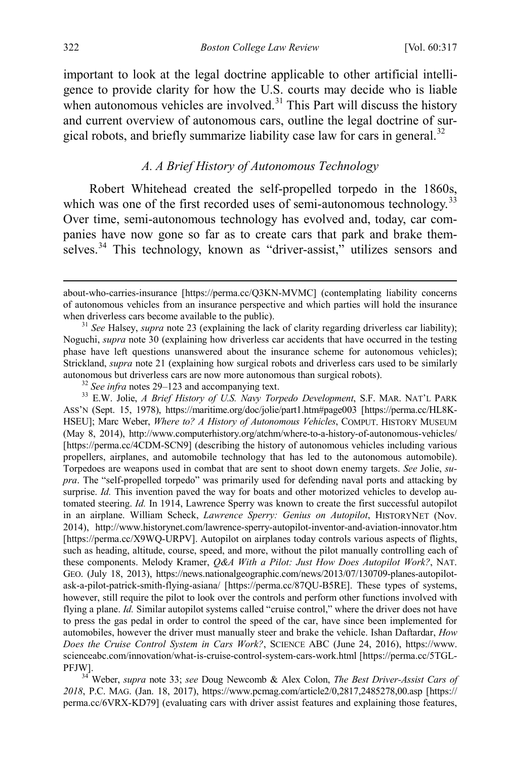important to look at the legal doctrine applicable to other artificial intelligence to provide clarity for how the U.S. courts may decide who is liable when autonomous vehicles are involved.[31] This Part will discuss the history and current overview of autonomous cars, outline the legal doctrine of surgical robots, and briefly summarize liability case law for cars in general.[32]

### *A. A Brief History of Autonomous Technology*

Robert Whitehead created the self-propelled torpedo in the 1860s, which was one of the first recorded uses of semi-autonomous technology.[33] Over time, semi-autonomous technology has evolved and, today, car companies have now gone so far as to create cars that park and brake themselves.[34] This technology, known as "driver-assist," utilizes sensors and

---

about-who-carries-insurance [https://perma.cc/Q3KN-MVMC] (contemplating liability concerns of autonomous vehicles from an insurance perspective and which parties will hold the insurance when driverless cars become available to the public).

[31] *See* Halsey, *supra* note 23 (explaining the lack of clarity regarding driverless car liability); Noguchi, *supra* note 30 (explaining how driverless car accidents that have occurred in the testing phase have left questions unanswered about the insurance scheme for autonomous vehicles); Strickland, *supra* note 21 (explaining how surgical robots and driverless cars used to be similarly autonomous but driverless cars are now more autonomous than surgical robots).

[32] *See infra* notes 29–123 and accompanying text.

[33] E.W. Jolie, *A Brief History of U.S. Navy Torpedo Development*, S.F. MAR. NAT'L PARK ASS'N (Sept. 15, 1978), https://maritime.org/doc/jolie/part1.htm#page003 [https://perma.cc/HL8K-HSEU]; Marc Weber, *Where to? A History of Autonomous Vehicles*, COMPUT. HISTORY MUSEUM (May 8, 2014), http://www.computerhistory.org/atchm/where-to-a-history-of-autonomous-vehicles/ [https://perma.cc/4CDM-SCN9] (describing the history of autonomous vehicles including various propellers, airplanes, and automobile technology that has led to the autonomous automobile). Torpedoes are weapons used in combat that are sent to shoot down enemy targets. *See* Jolie, *supra*. The "self-propelled torpedo" was primarily used for defending naval ports and attacking by surprise. *Id.* This invention paved the way for boats and other motorized vehicles to develop automated steering. *Id.* In 1914, Lawrence Sperry was known to create the first successful autopilot in an airplane. William Scheck, *Lawrence Sperry: Genius on Autopilot*, HISTORYNET (Nov. 2014), http://www.historynet.com/lawrence-sperry-autopilot-inventor-and-aviation-innovator.htm [https://perma.cc/X9WQ-URPV]. Autopilot on airplanes today controls various aspects of flights, such as heading, altitude, course, speed, and more, without the pilot manually controlling each of these components. Melody Kramer, *Q&A With a Pilot: Just How Does Autopilot Work?*, NAT. GEO. (July 18, 2013), https://news.nationalgeographic.com/news/2013/07/130709-planes-autopilot-ask-a-pilot-patrick-smith-flying-asiana/ [https://perma.cc/87QU-B5RE]. These types of systems, however, still require the pilot to look over the controls and perform other functions involved with flying a plane. *Id.* Similar autopilot systems called "cruise control," where the driver does not have to press the gas pedal in order to control the speed of the car, have since been implemented for automobiles, however the driver must manually steer and brake the vehicle. Ishan Daftardar, *How Does the Cruise Control System in Cars Work?*, SCIENCE ABC (June 24, 2016), https://www.scienceabc.com/innovation/what-is-cruise-control-system-cars-work.html [https://perma.cc/5TGL-PFJW].

[34] Weber, *supra* note 33; *see* Doug Newcomb & Alex Colon, *The Best Driver-Assist Cars of 2018*, P.C. MAG. (Jan. 18, 2017), https://www.pcmag.com/article2/0,2817,2485278,00.asp [https://perma.cc/6VRX-KD79] (evaluating cars with driver assist features and explaining those features,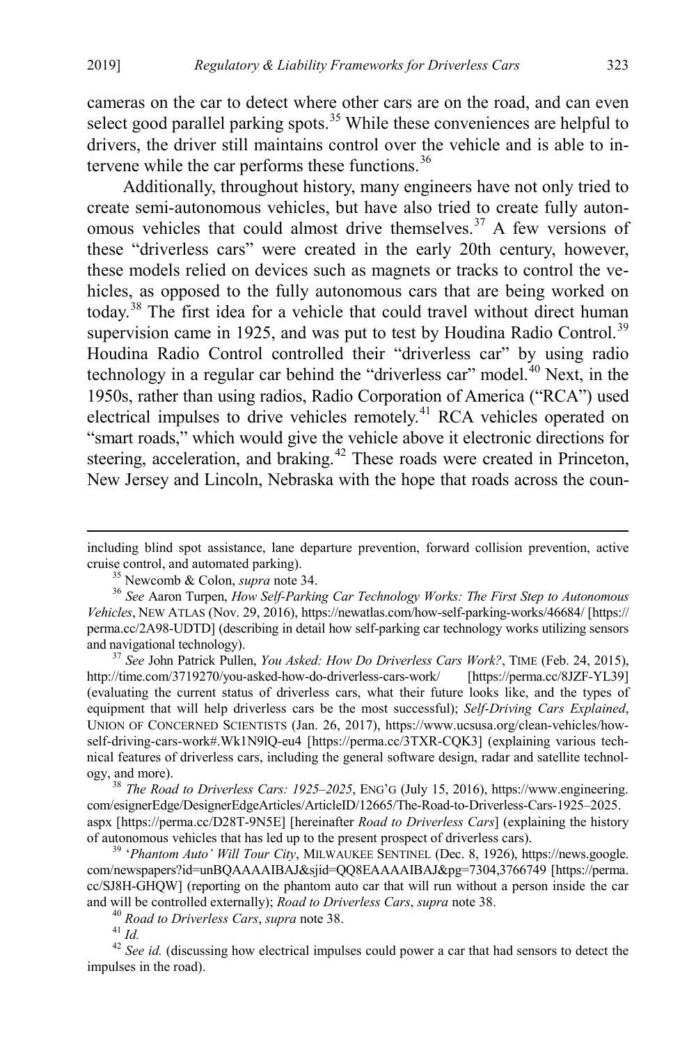cameras on the car to detect where other cars are on the road, and can even select good parallel parking spots.[35] While these conveniences are helpful to drivers, the driver still maintains control over the vehicle and is able to intervene while the car performs these functions.[36]

Additionally, throughout history, many engineers have not only tried to create semi-autonomous vehicles, but have also tried to create fully autonomous vehicles that could almost drive themselves.[37] A few versions of these "driverless cars" were created in the early 20th century, however, these models relied on devices such as magnets or tracks to control the vehicles, as opposed to the fully autonomous cars that are being worked on today.[38] The first idea for a vehicle that could travel without direct human supervision came in 1925, and was put to test by Houdina Radio Control.[39] Houdina Radio Control controlled their "driverless car" by using radio technology in a regular car behind the "driverless car" model.[40] Next, in the 1950s, rather than using radios, Radio Corporation of America ("RCA") used electrical impulses to drive vehicles remotely.[41] RCA vehicles operated on "smart roads," which would give the vehicle above it electronic directions for steering, acceleration, and braking.[42] These roads were created in Princeton, New Jersey and Lincoln, Nebraska with the hope that roads across the coun-

---

including blind spot assistance, lane departure prevention, forward collision prevention, active cruise control, and automated parking).

[35] Newcomb & Colon, *supra* note 34.

[36] *See* Aaron Turpen, *How Self-Parking Car Technology Works: The First Step to Autonomous Vehicles*, NEW ATLAS (Nov. 29, 2016), https://newatlas.com/how-self-parking-works/46684/ [https://perma.cc/2A98-UDTD] (describing in detail how self-parking car technology works utilizing sensors and navigational technology).

[37] *See* John Patrick Pullen, *You Asked: How Do Driverless Cars Work?*, TIME (Feb. 24, 2015), http://time.com/3719270/you-asked-how-do-driverless-cars-work/ [https://perma.cc/8JZF-YL39] (evaluating the current status of driverless cars, what their future looks like, and the types of equipment that will help driverless cars be the most successful); *Self-Driving Cars Explained*, UNION OF CONCERNED SCIENTISTS (Jan. 26, 2017), https://www.ucsusa.org/clean-vehicles/how-self-driving-cars-work#.Wk1N9lQ-eu4 [https://perma.cc/3TXR-CQK3] (explaining various technical features of driverless cars, including the general software design, radar and satellite technology, and more).

[38] *The Road to Driverless Cars: 1925–2025*, ENG'G (July 15, 2016), https://www.engineering.com/esignerEdge/DesignerEdgeArticles/ArticleID/12665/The-Road-to-Driverless-Cars-1925–2025.aspx [https://perma.cc/D28T-9N5E] [hereinafter *Road to Driverless Cars*] (explaining the history of autonomous vehicles that has led up to the present prospect of driverless cars).

[39] '*Phantom Auto' Will Tour City*, MILWAUKEE SENTINEL (Dec. 8, 1926), https://news.google.com/newspapers?id=unBQAAAAIBAJ&sjid=QQ8EAAAAIBAJ&pg=7304,3766749 [https://perma.cc/SJ8H-GHQW] (reporting on the phantom auto car that will run without a person inside the car and will be controlled externally); *Road to Driverless Cars*, *supra* note 38.

[40] *Road to Driverless Cars*, *supra* note 38.

[41] *Id.*

[42] *See id.* (discussing how electrical impulses could power a car that had sensors to detect the impulses in the road).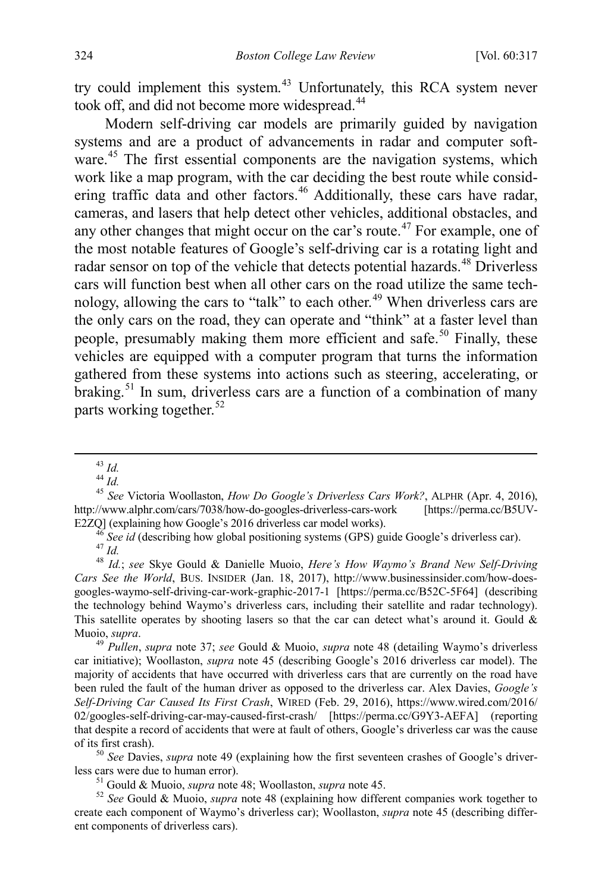try could implement this system.[43] Unfortunately, this RCA system never took off, and did not become more widespread.[44]

Modern self-driving car models are primarily guided by navigation systems and are a product of advancements in radar and computer software.[45] The first essential components are the navigation systems, which work like a map program, with the car deciding the best route while considering traffic data and other factors.[46] Additionally, these cars have radar, cameras, and lasers that help detect other vehicles, additional obstacles, and any other changes that might occur on the car's route.[47] For example, one of the most notable features of Google's self-driving car is a rotating light and radar sensor on top of the vehicle that detects potential hazards.[48] Driverless cars will function best when all other cars on the road utilize the same technology, allowing the cars to "talk" to each other.[49] When driverless cars are the only cars on the road, they can operate and "think" at a faster level than people, presumably making them more efficient and safe.[50] Finally, these vehicles are equipped with a computer program that turns the information gathered from these systems into actions such as steering, accelerating, or braking.[51] In sum, driverless cars are a function of a combination of many parts working together.[52]

---

[43] *Id.*

[44] *Id.*

[45] *See* Victoria Woollaston, *How Do Google's Driverless Cars Work?*, ALPHR (Apr. 4, 2016), http://www.alphr.com/cars/7038/how-do-googles-driverless-cars-work [https://perma.cc/B5UV-E2ZQ] (explaining how Google's 2016 driverless car model works).

[46] *See id* (describing how global positioning systems (GPS) guide Google's driverless car).

[47] *Id.*

[48] *Id.*; *see* Skye Gould & Danielle Muoio, *Here's How Waymo's Brand New Self-Driving Cars See the World*, BUS. INSIDER (Jan. 18, 2017), http://www.businessinsider.com/how-does-googles-waymo-self-driving-car-work-graphic-2017-1 [https://perma.cc/B52C-5F64] (describing the technology behind Waymo's driverless cars, including their satellite and radar technology). This satellite operates by shooting lasers so that the car can detect what's around it. Gould & Muoio, *supra*.

[49] *Pullen*, *supra* note 37; *see* Gould & Muoio, *supra* note 48 (detailing Waymo's driverless car initiative); Woollaston, *supra* note 45 (describing Google's 2016 driverless car model). The majority of accidents that have occurred with driverless cars that are currently on the road have been ruled the fault of the human driver as opposed to the driverless car. Alex Davies, *Google's Self-Driving Car Caused Its First Crash*, WIRED (Feb. 29, 2016), https://www.wired.com/2016/02/googles-self-driving-car-may-caused-first-crash/ [https://perma.cc/G9Y3-AEFA] (reporting that despite a record of accidents that were at fault of others, Google's driverless car was the cause of its first crash).

[50] *See* Davies, *supra* note 49 (explaining how the first seventeen crashes of Google's driverless cars were due to human error).

[51] Gould & Muoio, *supra* note 48; Woollaston, *supra* note 45.

[52] *See* Gould & Muoio, *supra* note 48 (explaining how different companies work together to create each component of Waymo's driverless car); Woollaston, *supra* note 45 (describing different components of driverless cars).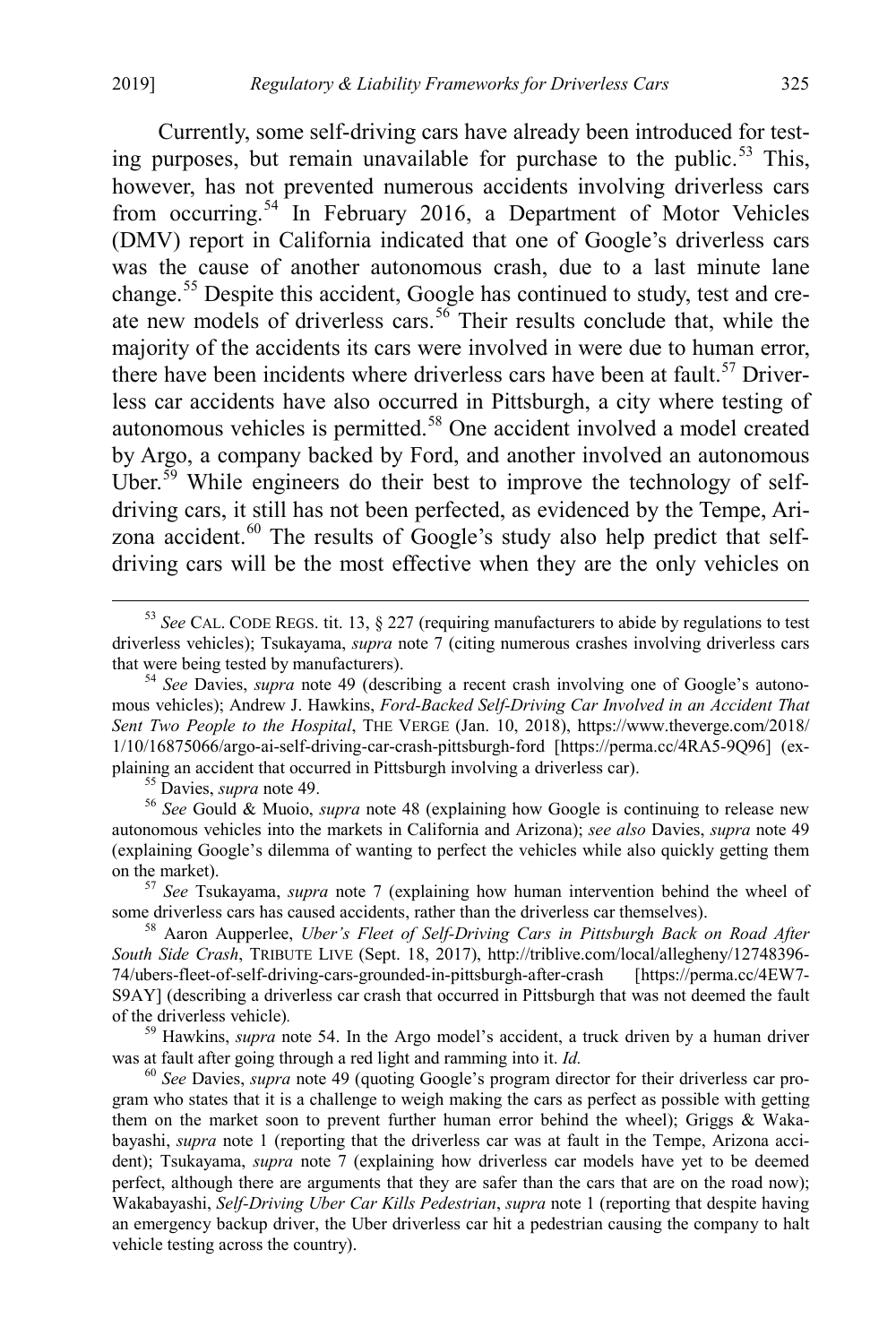Currently, some self-driving cars have already been introduced for testing purposes, but remain unavailable for purchase to the public.[53] This, however, has not prevented numerous accidents involving driverless cars from occurring.[54] In February 2016, a Department of Motor Vehicles (DMV) report in California indicated that one of Google's driverless cars was the cause of another autonomous crash, due to a last minute lane change.[55] Despite this accident, Google has continued to study, test and create new models of driverless cars.[56] Their results conclude that, while the majority of the accidents its cars were involved in were due to human error, there have been incidents where driverless cars have been at fault.[57] Driverless car accidents have also occurred in Pittsburgh, a city where testing of autonomous vehicles is permitted.[58] One accident involved a model created by Argo, a company backed by Ford, and another involved an autonomous Uber.[59] While engineers do their best to improve the technology of self-driving cars, it still has not been perfected, as evidenced by the Tempe, Arizona accident.[60] The results of Google's study also help predict that self-driving cars will be the most effective when they are the only vehicles on

---

[53] *See* CAL. CODE REGS. tit. 13, § 227 (requiring manufacturers to abide by regulations to test driverless vehicles); Tsukayama, *supra* note 7 (citing numerous crashes involving driverless cars that were being tested by manufacturers).

[54] *See* Davies, *supra* note 49 (describing a recent crash involving one of Google's autonomous vehicles); Andrew J. Hawkins, *Ford-Backed Self-Driving Car Involved in an Accident That Sent Two People to the Hospital*, THE VERGE (Jan. 10, 2018), https://www.theverge.com/2018/1/10/16875066/argo-ai-self-driving-car-crash-pittsburgh-ford [https://perma.cc/4RA5-9Q96] (explaining an accident that occurred in Pittsburgh involving a driverless car).

[55] Davies, *supra* note 49.

[56] *See* Gould & Muoio, *supra* note 48 (explaining how Google is continuing to release new autonomous vehicles into the markets in California and Arizona); *see also* Davies, *supra* note 49 (explaining Google's dilemma of wanting to perfect the vehicles while also quickly getting them on the market).

[57] *See* Tsukayama, *supra* note 7 (explaining how human intervention behind the wheel of some driverless cars has caused accidents, rather than the driverless car themselves).

[58] Aaron Aupperlee, *Uber's Fleet of Self-Driving Cars in Pittsburgh Back on Road After South Side Crash*, TRIBUTE LIVE (Sept. 18, 2017), http://triblive.com/local/allegheny/12748396-74/ubers-fleet-of-self-driving-cars-grounded-in-pittsburgh-after-crash [https://perma.cc/4EW7-S9AY] (describing a driverless car crash that occurred in Pittsburgh that was not deemed the fault of the driverless vehicle).

[59] Hawkins, *supra* note 54. In the Argo model's accident, a truck driven by a human driver was at fault after going through a red light and ramming into it. *Id.*

[60] *See* Davies, *supra* note 49 (quoting Google's program director for their driverless car program who states that it is a challenge to weigh making the cars as perfect as possible with getting them on the market soon to prevent further human error behind the wheel); Griggs & Wakabayashi, *supra* note 1 (reporting that the driverless car was at fault in the Tempe, Arizona accident); Tsukayama, *supra* note 7 (explaining how driverless car models have yet to be deemed perfect, although there are arguments that they are safer than the cars that are on the road now); Wakabayashi, *Self-Driving Uber Car Kills Pedestrian*, *supra* note 1 (reporting that despite having an emergency backup driver, the Uber driverless car hit a pedestrian causing the company to halt vehicle testing across the country).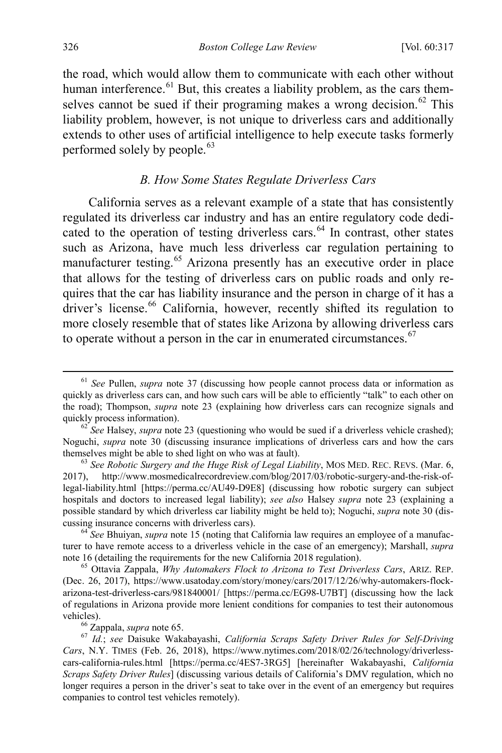the road, which would allow them to communicate with each other without human interference.[61] But, this creates a liability problem, as the cars themselves cannot be sued if their programing makes a wrong decision.[62] This liability problem, however, is not unique to driverless cars and additionally extends to other uses of artificial intelligence to help execute tasks formerly performed solely by people.[63]

### *B. How Some States Regulate Driverless Cars*

California serves as a relevant example of a state that has consistently regulated its driverless car industry and has an entire regulatory code dedicated to the operation of testing driverless cars.[64] In contrast, other states such as Arizona, have much less driverless car regulation pertaining to manufacturer testing.[65] Arizona presently has an executive order in place that allows for the testing of driverless cars on public roads and only requires that the car has liability insurance and the person in charge of it has a driver's license.[66] California, however, recently shifted its regulation to more closely resemble that of states like Arizona by allowing driverless cars to operate without a person in the car in enumerated circumstances.[67]

---

[61] *See* Pullen, *supra* note 37 (discussing how people cannot process data or information as quickly as driverless cars can, and how such cars will be able to efficiently "talk" to each other on the road); Thompson, *supra* note 23 (explaining how driverless cars can recognize signals and quickly process information).

[62] *See* Halsey, *supra* note 23 (questioning who would be sued if a driverless vehicle crashed); Noguchi, *supra* note 30 (discussing insurance implications of driverless cars and how the cars themselves might be able to shed light on who was at fault).

[63] *See Robotic Surgery and the Huge Risk of Legal Liability*, MOS MED. REC. REVS. (Mar. 6, 2017), http://www.mosmedicalrecordreview.com/blog/2017/03/robotic-surgery-and-the-risk-of-legal-liability.html [https://perma.cc/AU49-D9E8] (discussing how robotic surgery can subject hospitals and doctors to increased legal liability); *see also* Halsey *supra* note 23 (explaining a possible standard by which driverless car liability might be held to); Noguchi, *supra* note 30 (discussing insurance concerns with driverless cars).

[64] *See* Bhuiyan, *supra* note 15 (noting that California law requires an employee of a manufacturer to have remote access to a driverless vehicle in the case of an emergency); Marshall, *supra* note 16 (detailing the requirements for the new California 2018 regulation).

[65] Ottavia Zappala, *Why Automakers Flock to Arizona to Test Driverless Cars*, ARIZ. REP. (Dec. 26, 2017), https://www.usatoday.com/story/money/cars/2017/12/26/why-automakers-flock-arizona-test-driverless-cars/981840001/ [https://perma.cc/EG98-U7BT] (discussing how the lack of regulations in Arizona provide more lenient conditions for companies to test their autonomous vehicles).

[66] Zappala, *supra* note 65.

[67] *Id.*; *see* Daisuke Wakabayashi, *California Scraps Safety Driver Rules for Self-Driving Cars*, N.Y. TIMES (Feb. 26, 2018), https://www.nytimes.com/2018/02/26/technology/driverless-cars-california-rules.html [https://perma.cc/4ES7-3RG5] [hereinafter Wakabayashi, *California Scraps Safety Driver Rules*] (discussing various details of California's DMV regulation, which no longer requires a person in the driver's seat to take over in the event of an emergency but requires companies to control test vehicles remotely).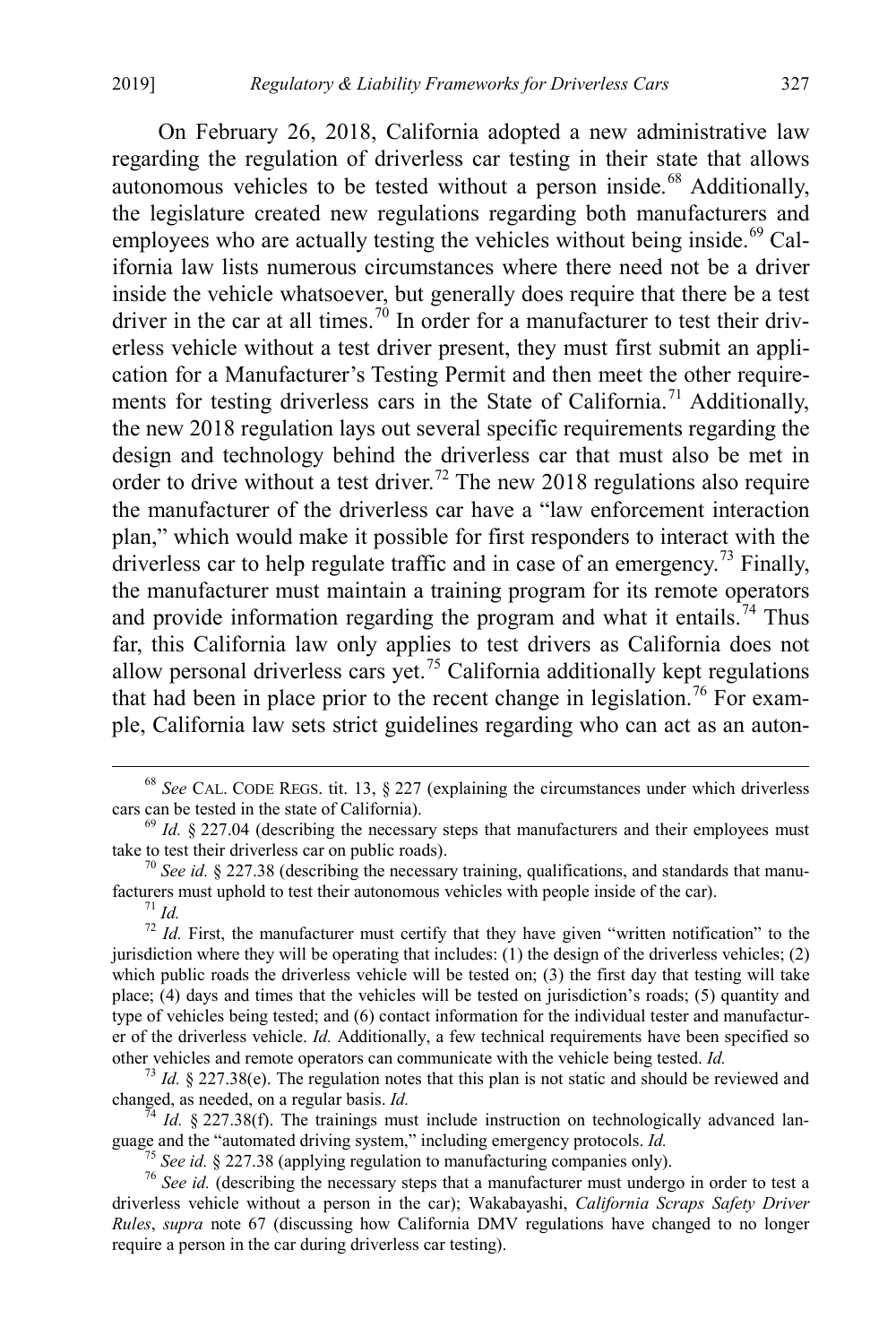On February 26, 2018, California adopted a new administrative law regarding the regulation of driverless car testing in their state that allows autonomous vehicles to be tested without a person inside.[68] Additionally, the legislature created new regulations regarding both manufacturers and employees who are actually testing the vehicles without being inside.[69] California law lists numerous circumstances where there need not be a driver inside the vehicle whatsoever, but generally does require that there be a test driver in the car at all times.[70] In order for a manufacturer to test their driverless vehicle without a test driver present, they must first submit an application for a Manufacturer's Testing Permit and then meet the other requirements for testing driverless cars in the State of California.[71] Additionally, the new 2018 regulation lays out several specific requirements regarding the design and technology behind the driverless car that must also be met in order to drive without a test driver.[72] The new 2018 regulations also require the manufacturer of the driverless car have a "law enforcement interaction plan," which would make it possible for first responders to interact with the driverless car to help regulate traffic and in case of an emergency.[73] Finally, the manufacturer must maintain a training program for its remote operators and provide information regarding the program and what it entails.[74] Thus far, this California law only applies to test drivers as California does not allow personal driverless cars yet.[75] California additionally kept regulations that had been in place prior to the recent change in legislation.[76] For example, California law sets strict guidelines regarding who can act as an auton-

---

[68] *See* CAL. CODE REGS. tit. 13, § 227 (explaining the circumstances under which driverless cars can be tested in the state of California).

[69] *Id.* § 227.04 (describing the necessary steps that manufacturers and their employees must take to test their driverless car on public roads).

[70] *See id.* § 227.38 (describing the necessary training, qualifications, and standards that manufacturers must uphold to test their autonomous vehicles with people inside of the car).

[71] *Id.*

[72] *Id.* First, the manufacturer must certify that they have given "written notification" to the jurisdiction where they will be operating that includes: (1) the design of the driverless vehicles; (2) which public roads the driverless vehicle will be tested on; (3) the first day that testing will take place; (4) days and times that the vehicles will be tested on jurisdiction's roads; (5) quantity and type of vehicles being tested; and (6) contact information for the individual tester and manufacturer of the driverless vehicle. *Id.* Additionally, a few technical requirements have been specified so other vehicles and remote operators can communicate with the vehicle being tested. *Id.*

[73] *Id.* § 227.38(e). The regulation notes that this plan is not static and should be reviewed and changed, as needed, on a regular basis. *Id.*

[74] *Id.* § 227.38(f). The trainings must include instruction on technologically advanced language and the "automated driving system," including emergency protocols. *Id.*

[75] *See id.* § 227.38 (applying regulation to manufacturing companies only).

[76] *See id.* (describing the necessary steps that a manufacturer must undergo in order to test a driverless vehicle without a person in the car); Wakabayashi, *California Scraps Safety Driver Rules*, *supra* note 67 (discussing how California DMV regulations have changed to no longer require a person in the car during driverless car testing).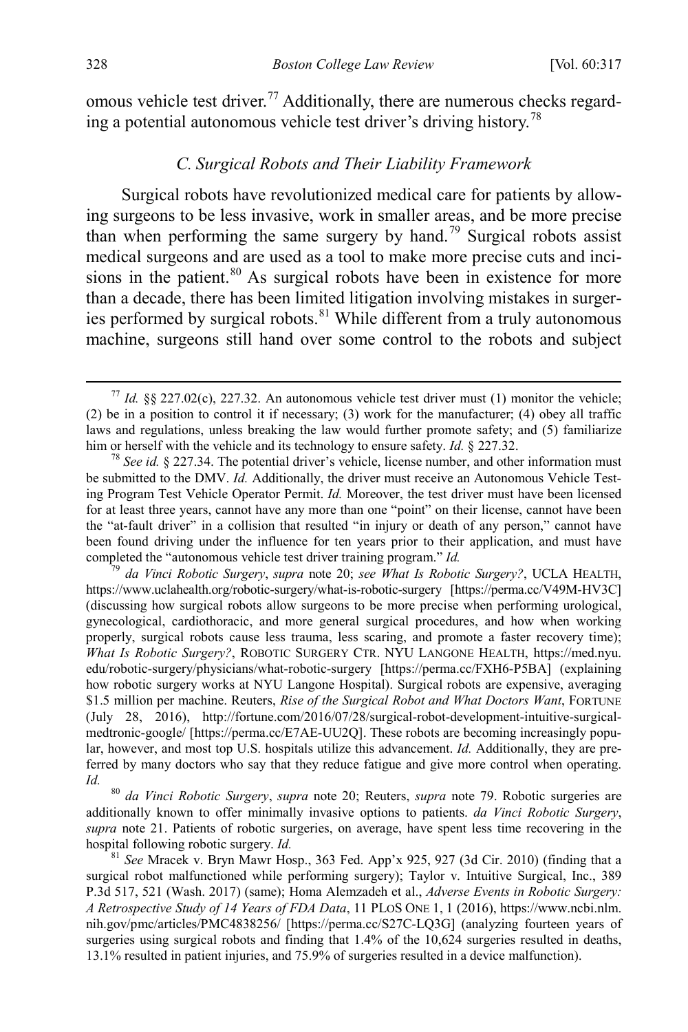omous vehicle test driver.[77] Additionally, there are numerous checks regarding a potential autonomous vehicle test driver's driving history.[78]

### *C. Surgical Robots and Their Liability Framework*

Surgical robots have revolutionized medical care for patients by allowing surgeons to be less invasive, work in smaller areas, and be more precise than when performing the same surgery by hand.[79] Surgical robots assist medical surgeons and are used as a tool to make more precise cuts and incisions in the patient.[80] As surgical robots have been in existence for more than a decade, there has been limited litigation involving mistakes in surgeries performed by surgical robots.[81] While different from a truly autonomous machine, surgeons still hand over some control to the robots and subject

---

[77] *Id.* §§ 227.02(c), 227.32. An autonomous vehicle test driver must (1) monitor the vehicle; (2) be in a position to control it if necessary; (3) work for the manufacturer; (4) obey all traffic laws and regulations, unless breaking the law would further promote safety; and (5) familiarize him or herself with the vehicle and its technology to ensure safety. *Id.* § 227.32.

[78] *See id.* § 227.34. The potential driver's vehicle, license number, and other information must be submitted to the DMV. *Id.* Additionally, the driver must receive an Autonomous Vehicle Testing Program Test Vehicle Operator Permit. *Id.* Moreover, the test driver must have been licensed for at least three years, cannot have any more than one "point" on their license, cannot have been the "at-fault driver" in a collision that resulted "in injury or death of any person," cannot have been found driving under the influence for ten years prior to their application, and must have completed the "autonomous vehicle test driver training program." *Id.*

[79] *da Vinci Robotic Surgery*, *supra* note 20; *see What Is Robotic Surgery?*, UCLA HEALTH, https://www.uclahealth.org/robotic-surgery/what-is-robotic-surgery [https://perma.cc/V49M-HV3C] (discussing how surgical robots allow surgeons to be more precise when performing urological, gynecological, cardiothoracic, and more general surgical procedures, and how when working properly, surgical robots cause less trauma, less scaring, and promote a faster recovery time); *What Is Robotic Surgery?*, ROBOTIC SURGERY CTR. NYU LANGONE HEALTH, https://med.nyu.edu/robotic-surgery/physicians/what-robotic-surgery [https://perma.cc/FXH6-P5BA] (explaining how robotic surgery works at NYU Langone Hospital). Surgical robots are expensive, averaging $1.5 million per machine. Reuters, *Rise of the Surgical Robot and What Doctors Want*, FORTUNE (July 28, 2016), http://fortune.com/2016/07/28/surgical-robot-development-intuitive-surgical-medtronic-google/ [https://perma.cc/E7AE-UU2Q]. These robots are becoming increasingly popular, however, and most top U.S. hospitals utilize this advancement. *Id.* Additionally, they are preferred by many doctors who say that they reduce fatigue and give more control when operating. *Id.*

[80] *da Vinci Robotic Surgery*, *supra* note 20; Reuters, *supra* note 79. Robotic surgeries are additionally known to offer minimally invasive options to patients. *da Vinci Robotic Surgery*, *supra* note 21. Patients of robotic surgeries, on average, have spent less time recovering in the hospital following robotic surgery. *Id.*

[81] *See* Mracek v. Bryn Mawr Hosp., 363 Fed. App'x 925, 927 (3d Cir. 2010) (finding that a surgical robot malfunctioned while performing surgery); Taylor v. Intuitive Surgical, Inc., 389 P.3d 517, 521 (Wash. 2017) (same); Homa Alemzadeh et al., *Adverse Events in Robotic Surgery: A Retrospective Study of 14 Years of FDA Data*, 11 PLOS ONE 1, 1 (2016), https://www.ncbi.nlm.nih.gov/pmc/articles/PMC4838256/ [https://perma.cc/S27C-LQ3G] (analyzing fourteen years of surgeries using surgical robots and finding that 1.4% of the 10,624 surgeries resulted in deaths, 13.1% resulted in patient injuries, and 75.9% of surgeries resulted in a device malfunction).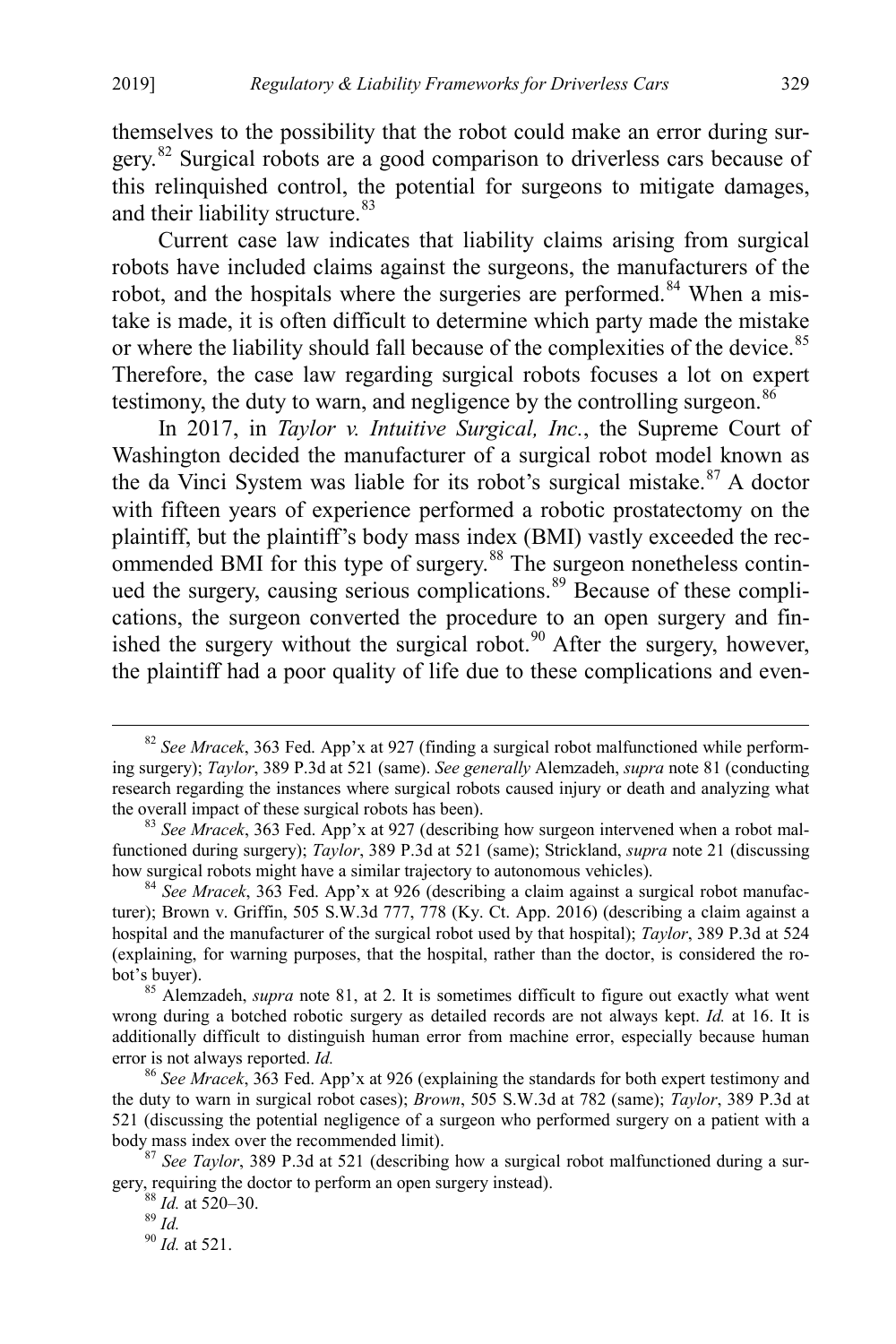themselves to the possibility that the robot could make an error during surgery.[82] Surgical robots are a good comparison to driverless cars because of this relinquished control, the potential for surgeons to mitigate damages, and their liability structure.[83]

Current case law indicates that liability claims arising from surgical robots have included claims against the surgeons, the manufacturers of the robot, and the hospitals where the surgeries are performed.[84] When a mistake is made, it is often difficult to determine which party made the mistake or where the liability should fall because of the complexities of the device.[85] Therefore, the case law regarding surgical robots focuses a lot on expert testimony, the duty to warn, and negligence by the controlling surgeon.[86]

In 2017, in *Taylor v. Intuitive Surgical, Inc.*, the Supreme Court of Washington decided the manufacturer of a surgical robot model known as the da Vinci System was liable for its robot's surgical mistake.[87] A doctor with fifteen years of experience performed a robotic prostatectomy on the plaintiff, but the plaintiff's body mass index (BMI) vastly exceeded the recommended BMI for this type of surgery.[88] The surgeon nonetheless continued the surgery, causing serious complications.[89] Because of these complications, the surgeon converted the procedure to an open surgery and finished the surgery without the surgical robot.[90] After the surgery, however, the plaintiff had a poor quality of life due to these complications and even-

---

[82] *See Mracek*, 363 Fed. App'x at 927 (finding a surgical robot malfunctioned while performing surgery); *Taylor*, 389 P.3d at 521 (same). *See generally* Alemzadeh, *supra* note 81 (conducting research regarding the instances where surgical robots caused injury or death and analyzing what the overall impact of these surgical robots has been).

[83] *See Mracek*, 363 Fed. App'x at 927 (describing how surgeon intervened when a robot malfunctioned during surgery); *Taylor*, 389 P.3d at 521 (same); Strickland, *supra* note 21 (discussing how surgical robots might have a similar trajectory to autonomous vehicles).

[84] *See Mracek*, 363 Fed. App'x at 926 (describing a claim against a surgical robot manufacturer); Brown v. Griffin, 505 S.W.3d 777, 778 (Ky. Ct. App. 2016) (describing a claim against a hospital and the manufacturer of the surgical robot used by that hospital); *Taylor*, 389 P.3d at 524 (explaining, for warning purposes, that the hospital, rather than the doctor, is considered the robot's buyer).

[85] Alemzadeh, *supra* note 81, at 2. It is sometimes difficult to figure out exactly what went wrong during a botched robotic surgery as detailed records are not always kept. *Id.* at 16. It is additionally difficult to distinguish human error from machine error, especially because human error is not always reported. *Id.*

[86] *See Mracek*, 363 Fed. App'x at 926 (explaining the standards for both expert testimony and the duty to warn in surgical robot cases); *Brown*, 505 S.W.3d at 782 (same); *Taylor*, 389 P.3d at 521 (discussing the potential negligence of a surgeon who performed surgery on a patient with a body mass index over the recommended limit).

[87] *See Taylor*, 389 P.3d at 521 (describing how a surgical robot malfunctioned during a surgery, requiring the doctor to perform an open surgery instead).

[88] *Id.* at 520–30.

[89] *Id.*

[90] *Id.* at 521.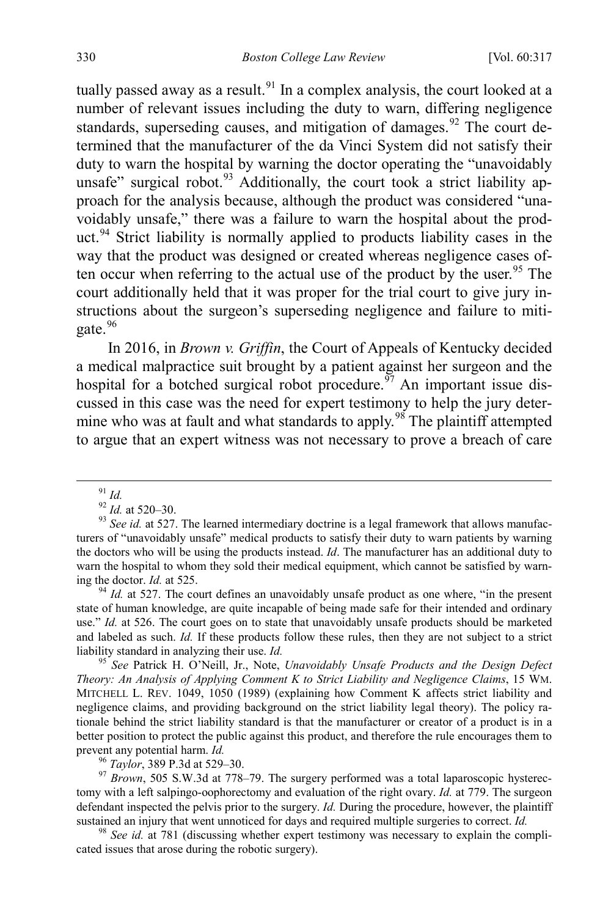tually passed away as a result.[91] In a complex analysis, the court looked at a number of relevant issues including the duty to warn, differing negligence standards, superseding causes, and mitigation of damages.[92] The court determined that the manufacturer of the da Vinci System did not satisfy their duty to warn the hospital by warning the doctor operating the "unavoidably unsafe" surgical robot.[93] Additionally, the court took a strict liability approach for the analysis because, although the product was considered "unavoidably unsafe," there was a failure to warn the hospital about the product.[94] Strict liability is normally applied to products liability cases in the way that the product was designed or created whereas negligence cases often occur when referring to the actual use of the product by the user.[95] The court additionally held that it was proper for the trial court to give jury instructions about the surgeon's superseding negligence and failure to mitigate.[96]

In 2016, in *Brown v. Griffin*, the Court of Appeals of Kentucky decided a medical malpractice suit brought by a patient against her surgeon and the hospital for a botched surgical robot procedure.[97] An important issue discussed in this case was the need for expert testimony to help the jury determine who was at fault and what standards to apply.[98] The plaintiff attempted to argue that an expert witness was not necessary to prove a breach of care

---

[91] *Id.*

[92] *Id.* at 520–30.

[93] *See id.* at 527. The learned intermediary doctrine is a legal framework that allows manufacturers of "unavoidably unsafe" medical products to satisfy their duty to warn patients by warning the doctors who will be using the products instead. *Id*. The manufacturer has an additional duty to warn the hospital to whom they sold their medical equipment, which cannot be satisfied by warning the doctor. *Id.* at 525.

[94] *Id.* at 527. The court defines an unavoidably unsafe product as one where, "in the present state of human knowledge, are quite incapable of being made safe for their intended and ordinary use." *Id.* at 526. The court goes on to state that unavoidably unsafe products should be marketed and labeled as such. *Id.* If these products follow these rules, then they are not subject to a strict liability standard in analyzing their use. *Id.*

[95] *See* Patrick H. O'Neill, Jr., Note, *Unavoidably Unsafe Products and the Design Defect Theory: An Analysis of Applying Comment K to Strict Liability and Negligence Claims*, 15 WM. MITCHELL L. REV. 1049, 1050 (1989) (explaining how Comment K affects strict liability and negligence claims, and providing background on the strict liability legal theory). The policy rationale behind the strict liability standard is that the manufacturer or creator of a product is in a better position to protect the public against this product, and therefore the rule encourages them to prevent any potential harm. *Id.*

[96] *Taylor*, 389 P.3d at 529–30.

[97] *Brown*, 505 S.W.3d at 778–79. The surgery performed was a total laparoscopic hysterectomy with a left salpingo-oophorectomy and evaluation of the right ovary. *Id.* at 779. The surgeon defendant inspected the pelvis prior to the surgery. *Id.* During the procedure, however, the plaintiff sustained an injury that went unnoticed for days and required multiple surgeries to correct. *Id.*

[98] *See id.* at 781 (discussing whether expert testimony was necessary to explain the complicated issues that arose during the robotic surgery).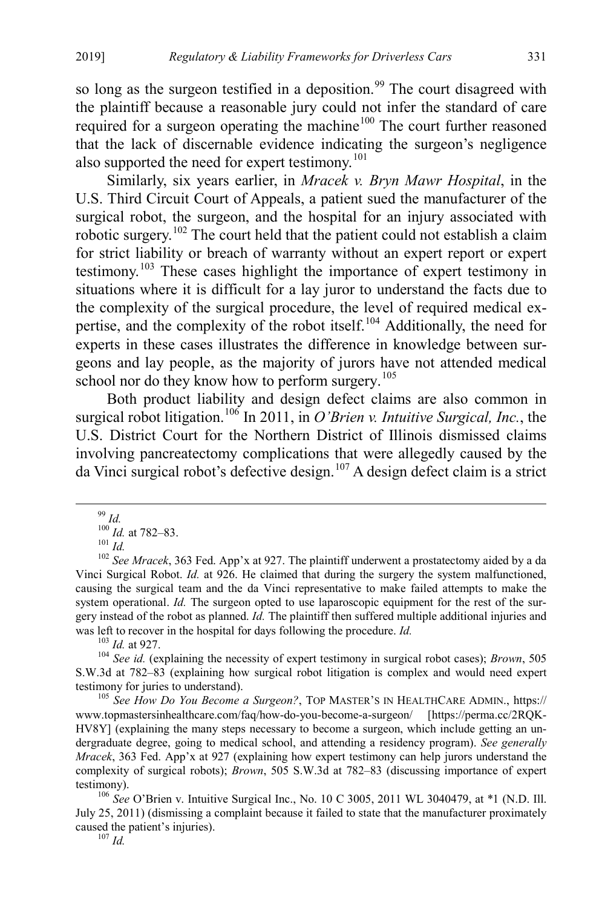so long as the surgeon testified in a deposition.[99] The court disagreed with the plaintiff because a reasonable jury could not infer the standard of care required for a surgeon operating the machine[100] The court further reasoned that the lack of discernable evidence indicating the surgeon's negligence also supported the need for expert testimony.[101]

Similarly, six years earlier, in *Mracek v. Bryn Mawr Hospital*, in the U.S. Third Circuit Court of Appeals, a patient sued the manufacturer of the surgical robot, the surgeon, and the hospital for an injury associated with robotic surgery.[102] The court held that the patient could not establish a claim for strict liability or breach of warranty without an expert report or expert testimony.[103] These cases highlight the importance of expert testimony in situations where it is difficult for a lay juror to understand the facts due to the complexity of the surgical procedure, the level of required medical expertise, and the complexity of the robot itself.[104] Additionally, the need for experts in these cases illustrates the difference in knowledge between surgeons and lay people, as the majority of jurors have not attended medical school nor do they know how to perform surgery.[105]

Both product liability and design defect claims are also common in surgical robot litigation.[106] In 2011, in *O'Brien v. Intuitive Surgical, Inc.*, the U.S. District Court for the Northern District of Illinois dismissed claims involving pancreatectomy complications that were allegedly caused by the da Vinci surgical robot's defective design.[107] A design defect claim is a strict

---

[99] *Id.*

[100] *Id.* at 782–83.

[101] *Id.*

[102] *See Mracek*, 363 Fed. App'x at 927. The plaintiff underwent a prostatectomy aided by a da Vinci Surgical Robot. *Id.* at 926. He claimed that during the surgery the system malfunctioned, causing the surgical team and the da Vinci representative to make failed attempts to make the system operational. *Id.* The surgeon opted to use laparoscopic equipment for the rest of the surgery instead of the robot as planned. *Id.* The plaintiff then suffered multiple additional injuries and was left to recover in the hospital for days following the procedure. *Id.*

[103] *Id.* at 927.

[104] *See id.* (explaining the necessity of expert testimony in surgical robot cases); *Brown*, 505 S.W.3d at 782–83 (explaining how surgical robot litigation is complex and would need expert testimony for juries to understand).

[105] *See How Do You Become a Surgeon?*, TOP MASTER'S IN HEALTHCARE ADMIN., https://www.topmastersinhealthcare.com/faq/how-do-you-become-a-surgeon/ [https://perma.cc/2RQK-HV8Y] (explaining the many steps necessary to become a surgeon, which include getting an undergraduate degree, going to medical school, and attending a residency program). *See generally Mracek*, 363 Fed. App'x at 927 (explaining how expert testimony can help jurors understand the complexity of surgical robots); *Brown*, 505 S.W.3d at 782–83 (discussing importance of expert testimony).

[106] *See* O'Brien v. Intuitive Surgical Inc., No. 10 C 3005, 2011 WL 3040479, at \*1 (N.D. Ill. July 25, 2011) (dismissing a complaint because it failed to state that the manufacturer proximately caused the patient's injuries).

[107] *Id.*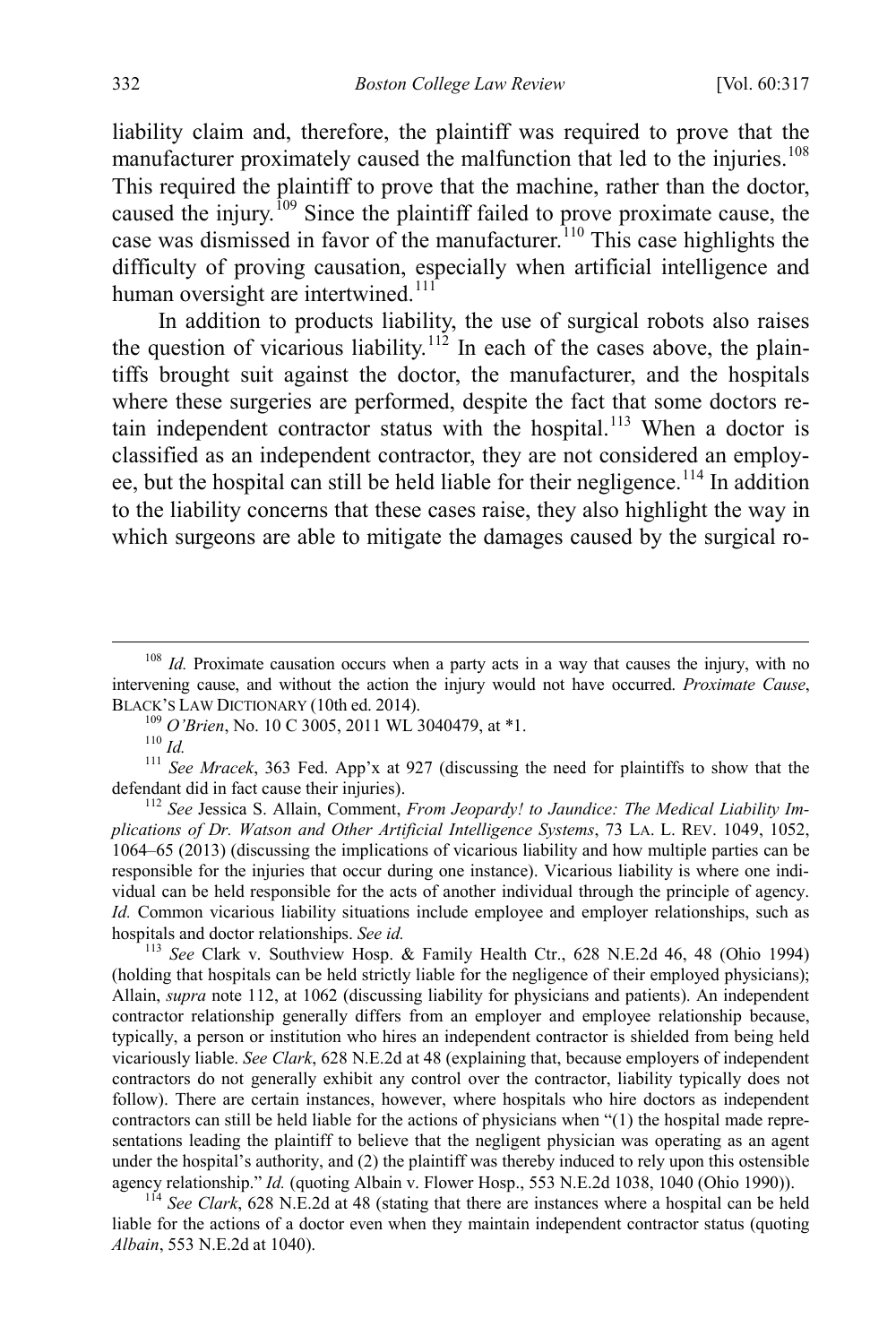liability claim and, therefore, the plaintiff was required to prove that the manufacturer proximately caused the malfunction that led to the injuries.[108] This required the plaintiff to prove that the machine, rather than the doctor, caused the injury.[109] Since the plaintiff failed to prove proximate cause, the case was dismissed in favor of the manufacturer.[110] This case highlights the difficulty of proving causation, especially when artificial intelligence and human oversight are intertwined.[111]

In addition to products liability, the use of surgical robots also raises the question of vicarious liability.[112] In each of the cases above, the plaintiffs brought suit against the doctor, the manufacturer, and the hospitals where these surgeries are performed, despite the fact that some doctors retain independent contractor status with the hospital.[113] When a doctor is classified as an independent contractor, they are not considered an employee, but the hospital can still be held liable for their negligence.[114] In addition to the liability concerns that these cases raise, they also highlight the way in which surgeons are able to mitigate the damages caused by the surgical ro-

---

[108] *Id.* Proximate causation occurs when a party acts in a way that causes the injury, with no intervening cause, and without the action the injury would not have occurred. *Proximate Cause*, BLACK'S LAW DICTIONARY (10th ed. 2014).

[109] *O'Brien*, No. 10 C 3005, 2011 WL 3040479, at *1.

[110] *Id.*

[111] *See Mracek*, 363 Fed. App'x at 927 (discussing the need for plaintiffs to show that the defendant did in fact cause their injuries).

[112] *See* Jessica S. Allain, Comment, *From Jeopardy! to Jaundice: The Medical Liability Implications of Dr. Watson and Other Artificial Intelligence Systems*, 73 LA. L. REV. 1049, 1052, 1064–65 (2013) (discussing the implications of vicarious liability and how multiple parties can be responsible for the injuries that occur during one instance). Vicarious liability is where one individual can be held responsible for the acts of another individual through the principle of agency. *Id.* Common vicarious liability situations include employee and employer relationships, such as hospitals and doctor relationships. *See id.*

[113] *See* Clark v. Southview Hosp. & Family Health Ctr., 628 N.E.2d 46, 48 (Ohio 1994) (holding that hospitals can be held strictly liable for the negligence of their employed physicians); Allain, *supra* note 112, at 1062 (discussing liability for physicians and patients). An independent contractor relationship generally differs from an employer and employee relationship because, typically, a person or institution who hires an independent contractor is shielded from being held vicariously liable. *See Clark*, 628 N.E.2d at 48 (explaining that, because employers of independent contractors do not generally exhibit any control over the contractor, liability typically does not follow). There are certain instances, however, where hospitals who hire doctors as independent contractors can still be held liable for the actions of physicians when "(1) the hospital made representations leading the plaintiff to believe that the negligent physician was operating as an agent under the hospital's authority, and (2) the plaintiff was thereby induced to rely upon this ostensible agency relationship." *Id.* (quoting Albain v. Flower Hosp., 553 N.E.2d 1038, 1040 (Ohio 1990)).

[114] *See Clark*, 628 N.E.2d at 48 (stating that there are instances where a hospital can be held liable for the actions of a doctor even when they maintain independent contractor status (quoting *Albain*, 553 N.E.2d at 1040).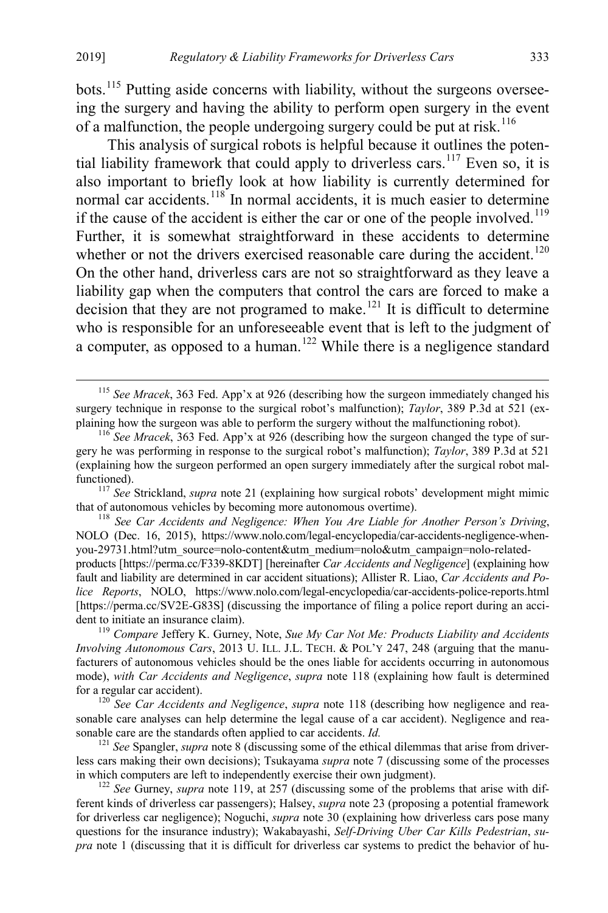bots.[115] Putting aside concerns with liability, without the surgeons overseeing the surgery and having the ability to perform open surgery in the event of a malfunction, the people undergoing surgery could be put at risk.[116]

This analysis of surgical robots is helpful because it outlines the potential liability framework that could apply to driverless cars.[117] Even so, it is also important to briefly look at how liability is currently determined for normal car accidents.[118] In normal accidents, it is much easier to determine if the cause of the accident is either the car or one of the people involved.[119] Further, it is somewhat straightforward in these accidents to determine whether or not the drivers exercised reasonable care during the accident.[120] On the other hand, driverless cars are not so straightforward as they leave a liability gap when the computers that control the cars are forced to make a decision that they are not programed to make.[121] It is difficult to determine who is responsible for an unforeseeable event that is left to the judgment of a computer, as opposed to a human.[122] While there is a negligence standard

---

[115] *See Mracek*, 363 Fed. App'x at 926 (describing how the surgeon immediately changed his surgery technique in response to the surgical robot's malfunction); *Taylor*, 389 P.3d at 521 (explaining how the surgeon was able to perform the surgery without the malfunctioning robot).

[116] *See Mracek*, 363 Fed. App'x at 926 (describing how the surgeon changed the type of surgery he was performing in response to the surgical robot's malfunction); *Taylor*, 389 P.3d at 521 (explaining how the surgeon performed an open surgery immediately after the surgical robot malfunctioned).

[117] *See* Strickland, *supra* note 21 (explaining how surgical robots' development might mimic that of autonomous vehicles by becoming more autonomous overtime).

[118] *See Car Accidents and Negligence: When You Are Liable for Another Person's Driving*, NOLO (Dec. 16, 2015), https://www.nolo.com/legal-encyclopedia/car-accidents-negligence-when-you-29731.html?utm_source=nolo-content&utm_medium=nolo&utm_campaign=nolo-related-products [https://perma.cc/F339-8KDT] [hereinafter *Car Accidents and Negligence*] (explaining how fault and liability are determined in car accident situations); Allister R. Liao, *Car Accidents and Police Reports*, NOLO, https://www.nolo.com/legal-encyclopedia/car-accidents-police-reports.html [https://perma.cc/SV2E-G83S] (discussing the importance of filing a police report during an accident to initiate an insurance claim).

[119] *Compare* Jeffery K. Gurney, Note, *Sue My Car Not Me: Products Liability and Accidents Involving Autonomous Cars*, 2013 U. ILL. J.L. TECH. & POL'Y 247, 248 (arguing that the manufacturers of autonomous vehicles should be the ones liable for accidents occurring in autonomous mode), *with Car Accidents and Negligence*, *supra* note 118 (explaining how fault is determined for a regular car accident).

[120] *See Car Accidents and Negligence*, *supra* note 118 (describing how negligence and reasonable care analyses can help determine the legal cause of a car accident). Negligence and reasonable care are the standards often applied to car accidents. *Id.*

[121] *See* Spangler, *supra* note 8 (discussing some of the ethical dilemmas that arise from driverless cars making their own decisions); Tsukayama *supra* note 7 (discussing some of the processes in which computers are left to independently exercise their own judgment).

[122] *See* Gurney, *supra* note 119, at 257 (discussing some of the problems that arise with different kinds of driverless car passengers); Halsey, *supra* note 23 (proposing a potential framework for driverless car negligence); Noguchi, *supra* note 30 (explaining how driverless cars pose many questions for the insurance industry); Wakabayashi, *Self-Driving Uber Car Kills Pedestrian*, *supra* note 1 (discussing that it is difficult for driverless car systems to predict the behavior of hu-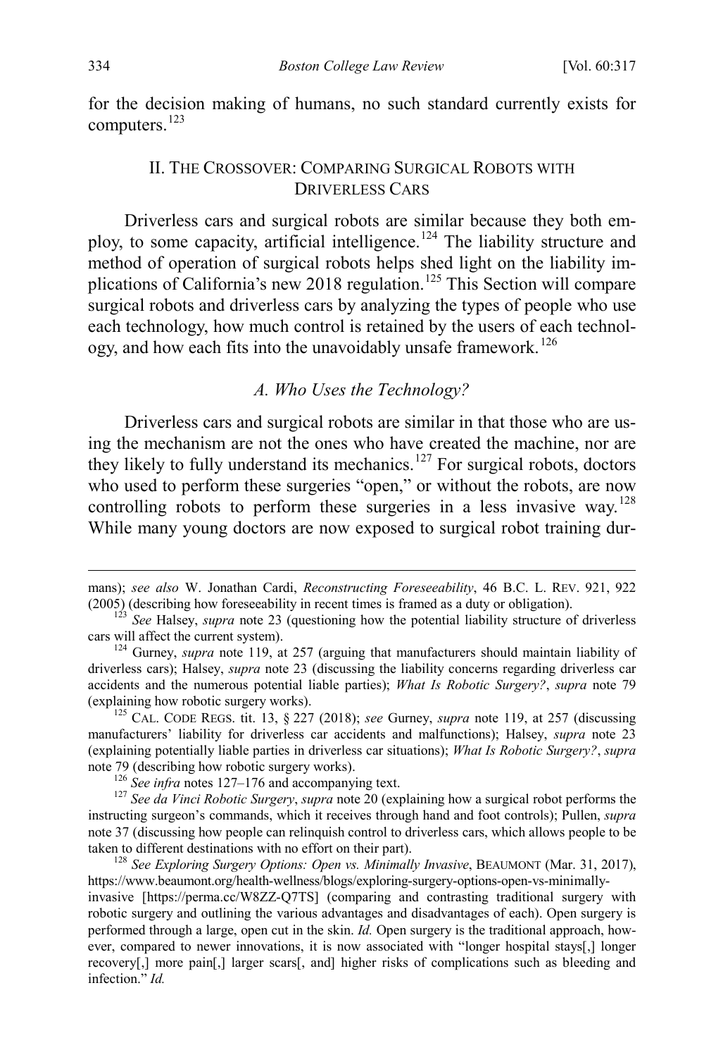for the decision making of humans, no such standard currently exists for computers.[123]

## II. THE CROSSOVER: COMPARING SURGICAL ROBOTS WITH DRIVERLESS CARS

Driverless cars and surgical robots are similar because they both employ, to some capacity, artificial intelligence.[124] The liability structure and method of operation of surgical robots helps shed light on the liability implications of California's new 2018 regulation.[125] This Section will compare surgical robots and driverless cars by analyzing the types of people who use each technology, how much control is retained by the users of each technology, and how each fits into the unavoidably unsafe framework.[126]

### *A. Who Uses the Technology?*

Driverless cars and surgical robots are similar in that those who are using the mechanism are not the ones who have created the machine, nor are they likely to fully understand its mechanics.[127] For surgical robots, doctors who used to perform these surgeries "open," or without the robots, are now controlling robots to perform these surgeries in a less invasive way.[128] While many young doctors are now exposed to surgical robot training dur-

---

mans); *see also* W. Jonathan Cardi, *Reconstructing Foreseeability*, 46 B.C. L. REV. 921, 922 (2005) (describing how foreseeability in recent times is framed as a duty or obligation).

[123] *See* Halsey, *supra* note 23 (questioning how the potential liability structure of driverless cars will affect the current system).

[124] Gurney, *supra* note 119, at 257 (arguing that manufacturers should maintain liability of driverless cars); Halsey, *supra* note 23 (discussing the liability concerns regarding driverless car accidents and the numerous potential liable parties); *What Is Robotic Surgery?*, *supra* note 79 (explaining how robotic surgery works).

[125] CAL. CODE REGS. tit. 13, § 227 (2018); *see* Gurney, *supra* note 119, at 257 (discussing manufacturers' liability for driverless car accidents and malfunctions); Halsey, *supra* note 23 (explaining potentially liable parties in driverless car situations); *What Is Robotic Surgery?*, *supra* note 79 (describing how robotic surgery works).

[126] *See infra* notes 127–176 and accompanying text.

[127] *See da Vinci Robotic Surgery*, *supra* note 20 (explaining how a surgical robot performs the instructing surgeon's commands, which it receives through hand and foot controls); Pullen, *supra* note 37 (discussing how people can relinquish control to driverless cars, which allows people to be taken to different destinations with no effort on their part).

[128] *See Exploring Surgery Options: Open vs. Minimally Invasive*, BEAUMONT (Mar. 31, 2017), https://www.beaumont.org/health-wellness/blogs/exploring-surgery-options-open-vs-minimally-invasive [https://perma.cc/W8ZZ-Q7TS] (comparing and contrasting traditional surgery with robotic surgery and outlining the various advantages and disadvantages of each). Open surgery is performed through a large, open cut in the skin. *Id.* Open surgery is the traditional approach, however, compared to newer innovations, it is now associated with "longer hospital stays[,] longer recovery[,] more pain[,] larger scars[, and] higher risks of complications such as bleeding and infection." *Id.*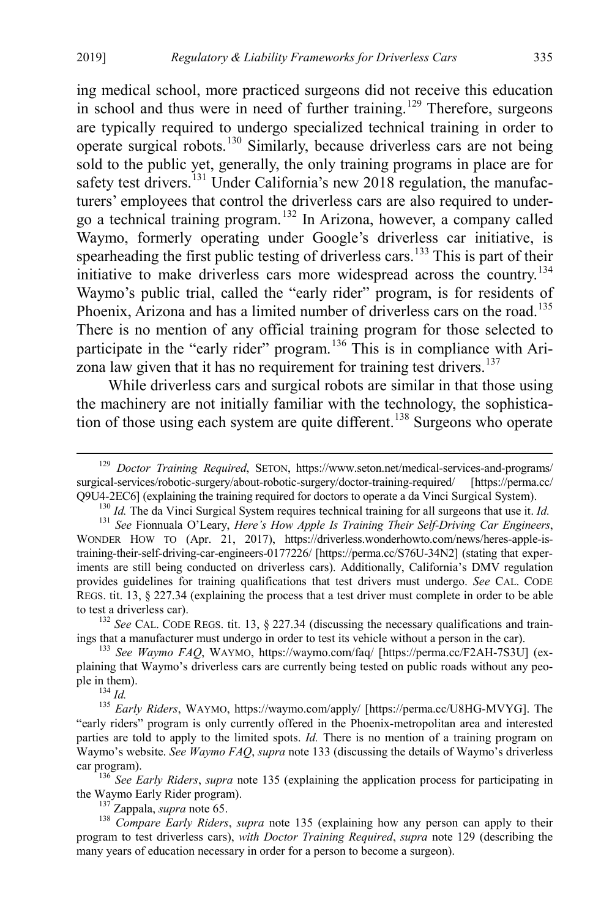ing medical school, more practiced surgeons did not receive this education in school and thus were in need of further training.[129] Therefore, surgeons are typically required to undergo specialized technical training in order to operate surgical robots.[130] Similarly, because driverless cars are not being sold to the public yet, generally, the only training programs in place are for safety test drivers.[131] Under California's new 2018 regulation, the manufacturers' employees that control the driverless cars are also required to undergo a technical training program.[132] In Arizona, however, a company called Waymo, formerly operating under Google's driverless car initiative, is spearheading the first public testing of driverless cars.[133] This is part of their initiative to make driverless cars more widespread across the country.[134] Waymo's public trial, called the "early rider" program, is for residents of Phoenix, Arizona and has a limited number of driverless cars on the road.[135] There is no mention of any official training program for those selected to participate in the "early rider" program.[136] This is in compliance with Arizona law given that it has no requirement for training test drivers.[137]

While driverless cars and surgical robots are similar in that those using the machinery are not initially familiar with the technology, the sophistication of those using each system are quite different.[138] Surgeons who operate

---

[129] *Doctor Training Required*, SETON, https://www.seton.net/medical-services-and-programs/surgical-services/robotic-surgery/about-robotic-surgery/doctor-training-required/ [https://perma.cc/Q9U4-2EC6] (explaining the training required for doctors to operate a da Vinci Surgical System).

[130] *Id.* The da Vinci Surgical System requires technical training for all surgeons that use it. *Id.*

[131] *See* Fionnuala O'Leary, *Here's How Apple Is Training Their Self-Driving Car Engineers*, WONDER HOW TO (Apr. 21, 2017), https://driverless.wonderhowto.com/news/heres-apple-is-training-their-self-driving-car-engineers-0177226/ [https://perma.cc/S76U-34N2] (stating that experiments are still being conducted on driverless cars). Additionally, California's DMV regulation provides guidelines for training qualifications that test drivers must undergo. *See* CAL. CODE REGS. tit. 13, § 227.34 (explaining the process that a test driver must complete in order to be able to test a driverless car).

[132] *See* CAL. CODE REGS. tit. 13, § 227.34 (discussing the necessary qualifications and trainings that a manufacturer must undergo in order to test its vehicle without a person in the car).

[133] *See Waymo FAQ*, WAYMO, https://waymo.com/faq/ [https://perma.cc/F2AH-7S3U] (explaining that Waymo's driverless cars are currently being tested on public roads without any people in them).

[134] *Id.*

[135] *Early Riders*, WAYMO, https://waymo.com/apply/ [https://perma.cc/U8HG-MVYG]. The "early riders" program is only currently offered in the Phoenix-metropolitan area and interested parties are told to apply to the limited spots. *Id.* There is no mention of a training program on Waymo's website. *See Waymo FAQ*, *supra* note 133 (discussing the details of Waymo's driverless car program).

[136] *See Early Riders*, *supra* note 135 (explaining the application process for participating in the Waymo Early Rider program).

[137] Zappala, *supra* note 65.

[138] *Compare Early Riders*, *supra* note 135 (explaining how any person can apply to their program to test driverless cars), *with Doctor Training Required*, *supra* note 129 (describing the many years of education necessary in order for a person to become a surgeon).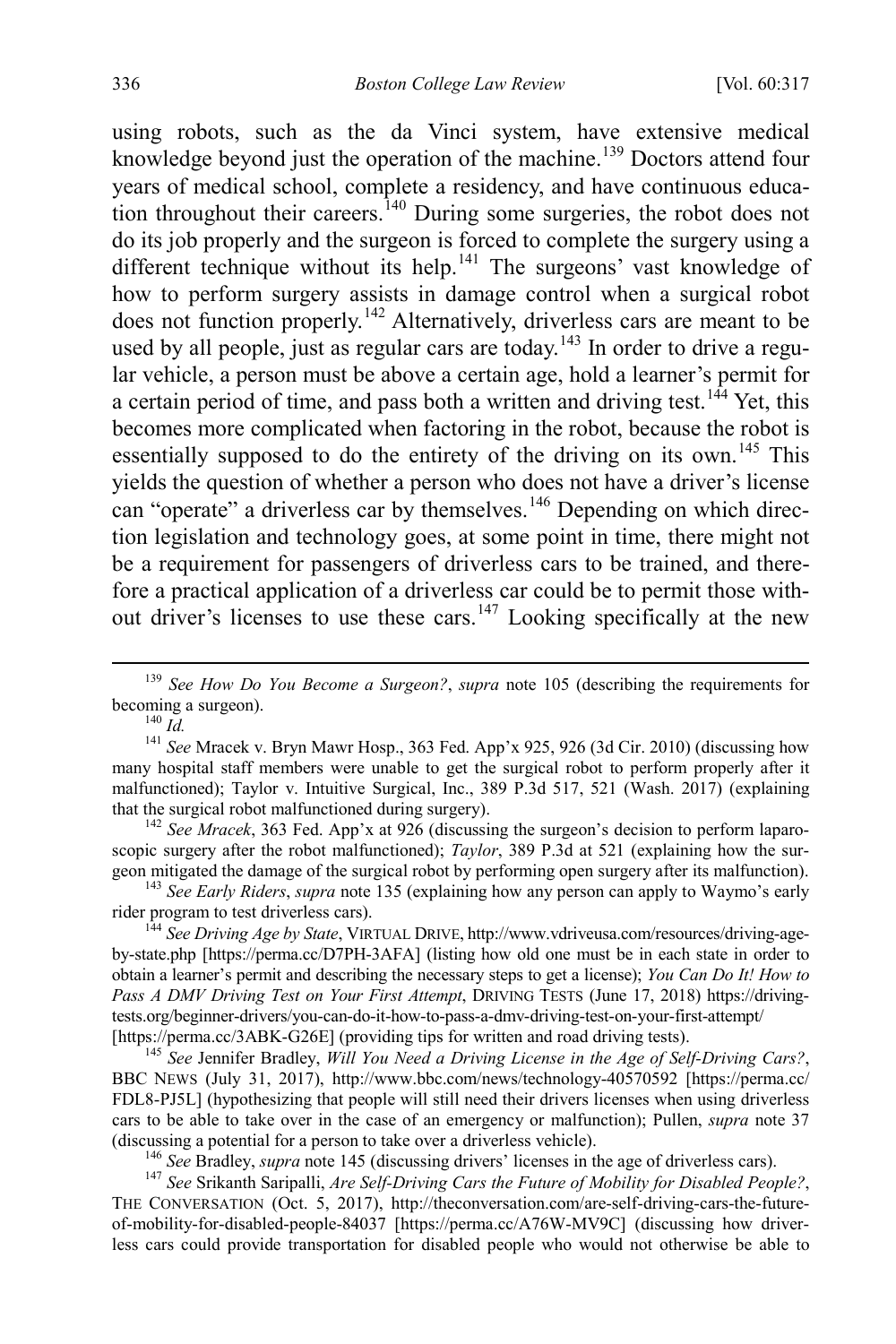using robots, such as the da Vinci system, have extensive medical knowledge beyond just the operation of the machine.[139] Doctors attend four years of medical school, complete a residency, and have continuous education throughout their careers.[140] During some surgeries, the robot does not do its job properly and the surgeon is forced to complete the surgery using a different technique without its help.[141] The surgeons' vast knowledge of how to perform surgery assists in damage control when a surgical robot does not function properly.[142] Alternatively, driverless cars are meant to be used by all people, just as regular cars are today.[143] In order to drive a regular vehicle, a person must be above a certain age, hold a learner's permit for a certain period of time, and pass both a written and driving test.[144] Yet, this becomes more complicated when factoring in the robot, because the robot is essentially supposed to do the entirety of the driving on its own.[145] This yields the question of whether a person who does not have a driver's license can "operate" a driverless car by themselves.[146] Depending on which direction legislation and technology goes, at some point in time, there might not be a requirement for passengers of driverless cars to be trained, and therefore a practical application of a driverless car could be to permit those without driver's licenses to use these cars.[147] Looking specifically at the new

---

[139] *See How Do You Become a Surgeon?*, *supra* note 105 (describing the requirements for becoming a surgeon).

[140] *Id.*

[141] *See* Mracek v. Bryn Mawr Hosp., 363 Fed. App'x 925, 926 (3d Cir. 2010) (discussing how many hospital staff members were unable to get the surgical robot to perform properly after it malfunctioned); Taylor v. Intuitive Surgical, Inc., 389 P.3d 517, 521 (Wash. 2017) (explaining that the surgical robot malfunctioned during surgery).

[142] *See Mracek*, 363 Fed. App'x at 926 (discussing the surgeon's decision to perform laparoscopic surgery after the robot malfunctioned); *Taylor*, 389 P.3d at 521 (explaining how the surgeon mitigated the damage of the surgical robot by performing open surgery after its malfunction).

[143] *See Early Riders*, *supra* note 135 (explaining how any person can apply to Waymo's early rider program to test driverless cars).

[144] *See Driving Age by State*, VIRTUAL DRIVE, http://www.vdriveusa.com/resources/driving-age-by-state.php [https://perma.cc/D7PH-3AFA] (listing how old one must be in each state in order to obtain a learner's permit and describing the necessary steps to get a license); *You Can Do It! How to Pass A DMV Driving Test on Your First Attempt*, DRIVING TESTS (June 17, 2018) https://driving-tests.org/beginner-drivers/you-can-do-it-how-to-pass-a-dmv-driving-test-on-your-first-attempt/ [https://perma.cc/3ABK-G26E] (providing tips for written and road driving tests).

[145] *See* Jennifer Bradley, *Will You Need a Driving License in the Age of Self-Driving Cars?*, BBC NEWS (July 31, 2017), http://www.bbc.com/news/technology-40570592 [https://perma.cc/FDL8-PJ5L] (hypothesizing that people will still need their drivers licenses when using driverless cars to be able to take over in the case of an emergency or malfunction); Pullen, *supra* note 37 (discussing a potential for a person to take over a driverless vehicle).

[146] *See* Bradley, *supra* note 145 (discussing drivers' licenses in the age of driverless cars).

[147] *See* Srikanth Saripalli, *Are Self-Driving Cars the Future of Mobility for Disabled People?*, THE CONVERSATION (Oct. 5, 2017), http://theconversation.com/are-self-driving-cars-the-future-of-mobility-for-disabled-people-84037 [https://perma.cc/A76W-MV9C] (discussing how driverless cars could provide transportation for disabled people who would not otherwise be able to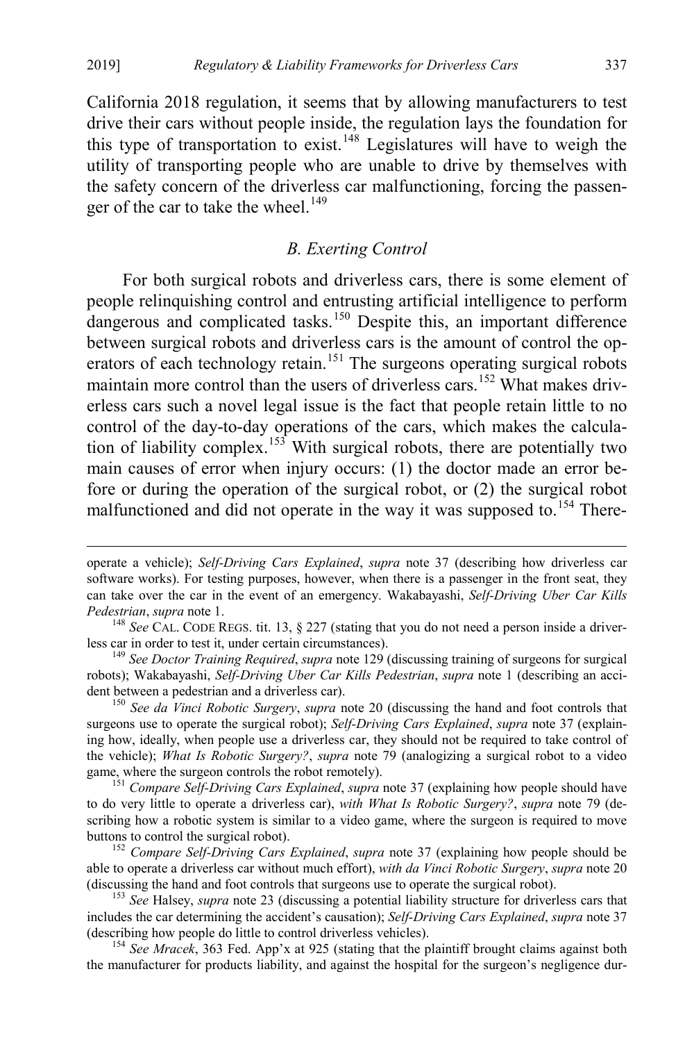California 2018 regulation, it seems that by allowing manufacturers to test drive their cars without people inside, the regulation lays the foundation for this type of transportation to exist.[148] Legislatures will have to weigh the utility of transporting people who are unable to drive by themselves with the safety concern of the driverless car malfunctioning, forcing the passenger of the car to take the wheel.[149]

### *B. Exerting Control*

For both surgical robots and driverless cars, there is some element of people relinquishing control and entrusting artificial intelligence to perform dangerous and complicated tasks.[150] Despite this, an important difference between surgical robots and driverless cars is the amount of control the operators of each technology retain.[151] The surgeons operating surgical robots maintain more control than the users of driverless cars.[152] What makes driverless cars such a novel legal issue is the fact that people retain little to no control of the day-to-day operations of the cars, which makes the calculation of liability complex.[153] With surgical robots, there are potentially two main causes of error when injury occurs: (1) the doctor made an error before or during the operation of the surgical robot, or (2) the surgical robot malfunctioned and did not operate in the way it was supposed to.[154] There-

---

operate a vehicle); *Self-Driving Cars Explained*, *supra* note 37 (describing how driverless car software works). For testing purposes, however, when there is a passenger in the front seat, they can take over the car in the event of an emergency. Wakabayashi, *Self-Driving Uber Car Kills Pedestrian*, *supra* note 1.

[148] *See* CAL. CODE REGS. tit. 13, § 227 (stating that you do not need a person inside a driverless car in order to test it, under certain circumstances).

[149] *See Doctor Training Required*, *supra* note 129 (discussing training of surgeons for surgical robots); Wakabayashi, *Self-Driving Uber Car Kills Pedestrian*, *supra* note 1 (describing an accident between a pedestrian and a driverless car).

[150] *See da Vinci Robotic Surgery*, *supra* note 20 (discussing the hand and foot controls that surgeons use to operate the surgical robot); *Self-Driving Cars Explained*, *supra* note 37 (explaining how, ideally, when people use a driverless car, they should not be required to take control of the vehicle); *What Is Robotic Surgery?*, *supra* note 79 (analogizing a surgical robot to a video game, where the surgeon controls the robot remotely).

[151] *Compare Self-Driving Cars Explained*, *supra* note 37 (explaining how people should have to do very little to operate a driverless car), *with What Is Robotic Surgery?*, *supra* note 79 (describing how a robotic system is similar to a video game, where the surgeon is required to move buttons to control the surgical robot).

[152] *Compare Self-Driving Cars Explained*, *supra* note 37 (explaining how people should be able to operate a driverless car without much effort), *with da Vinci Robotic Surgery*, *supra* note 20 (discussing the hand and foot controls that surgeons use to operate the surgical robot).

[153] *See* Halsey, *supra* note 23 (discussing a potential liability structure for driverless cars that includes the car determining the accident's causation); *Self-Driving Cars Explained*, *supra* note 37 (describing how people do little to control driverless vehicles).

[154] *See Mracek*, 363 Fed. App'x at 925 (stating that the plaintiff brought claims against both the manufacturer for products liability, and against the hospital for the surgeon's negligence dur-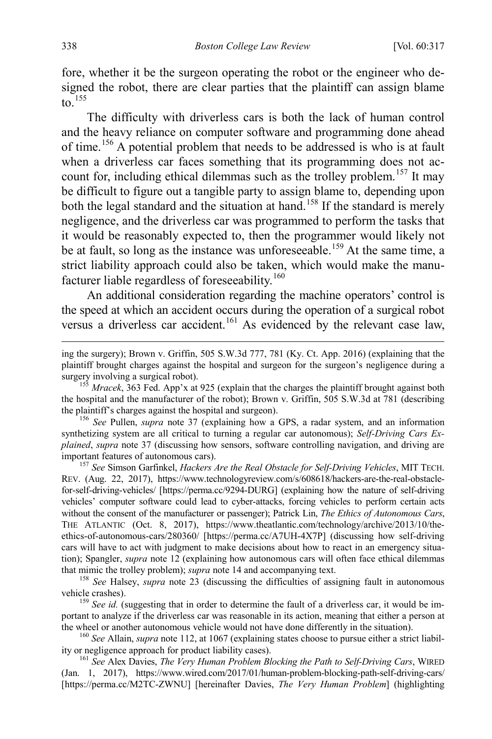fore, whether it be the surgeon operating the robot or the engineer who designed the robot, there are clear parties that the plaintiff can assign blame to.[155]

The difficulty with driverless cars is both the lack of human control and the heavy reliance on computer software and programming done ahead of time.[156] A potential problem that needs to be addressed is who is at fault when a driverless car faces something that its programming does not account for, including ethical dilemmas such as the trolley problem.[157] It may be difficult to figure out a tangible party to assign blame to, depending upon both the legal standard and the situation at hand.[158] If the standard is merely negligence, and the driverless car was programmed to perform the tasks that it would be reasonably expected to, then the programmer would likely not be at fault, so long as the instance was unforeseeable.[159] At the same time, a strict liability approach could also be taken, which would make the manufacturer liable regardless of foreseeability.[160]

An additional consideration regarding the machine operators' control is the speed at which an accident occurs during the operation of a surgical robot versus a driverless car accident.[161] As evidenced by the relevant case law,

---

ing the surgery); Brown v. Griffin, 505 S.W.3d 777, 781 (Ky. Ct. App. 2016) (explaining that the plaintiff brought charges against the hospital and surgeon for the surgeon's negligence during a surgery involving a surgical robot).

[155] *Mracek*, 363 Fed. App'x at 925 (explain that the charges the plaintiff brought against both the hospital and the manufacturer of the robot); Brown v. Griffin, 505 S.W.3d at 781 (describing the plaintiff's charges against the hospital and surgeon).

[156] *See* Pullen, *supra* note 37 (explaining how a GPS, a radar system, and an information synthetizing system are all critical to turning a regular car autonomous); *Self-Driving Cars Explained*, *supra* note 37 (discussing how sensors, software controlling navigation, and driving are important features of autonomous cars).

[157] *See* Simson Garfinkel, *Hackers Are the Real Obstacle for Self-Driving Vehicles*, MIT TECH. REV. (Aug. 22, 2017), https://www.technologyreview.com/s/608618/hackers-are-the-real-obstacle-for-self-driving-vehicles/ [https://perma.cc/9294-DURG] (explaining how the nature of self-driving vehicles' computer software could lead to cyber-attacks, forcing vehicles to perform certain acts without the consent of the manufacturer or passenger); Patrick Lin, *The Ethics of Autonomous Cars*, THE ATLANTIC (Oct. 8, 2017), https://www.theatlantic.com/technology/archive/2013/10/the-ethics-of-autonomous-cars/280360/ [https://perma.cc/A7UH-4X7P] (discussing how self-driving cars will have to act with judgment to make decisions about how to react in an emergency situation); Spangler, *supra* note 12 (explaining how autonomous cars will often face ethical dilemmas that mimic the trolley problem); *supra* note 14 and accompanying text.

[158] *See* Halsey, *supra* note 23 (discussing the difficulties of assigning fault in autonomous vehicle crashes).

[159] *See id.* (suggesting that in order to determine the fault of a driverless car, it would be important to analyze if the driverless car was reasonable in its action, meaning that either a person at the wheel or another autonomous vehicle would not have done differently in the situation).

[160] *See* Allain, *supra* note 112, at 1067 (explaining states choose to pursue either a strict liability or negligence approach for product liability cases).

[161] *See* Alex Davies, *The Very Human Problem Blocking the Path to Self-Driving Cars*, WIRED (Jan. 1, 2017), https://www.wired.com/2017/01/human-problem-blocking-path-self-driving-cars/ [https://perma.cc/M2TC-ZWNU] [hereinafter Davies, *The Very Human Problem*] (highlighting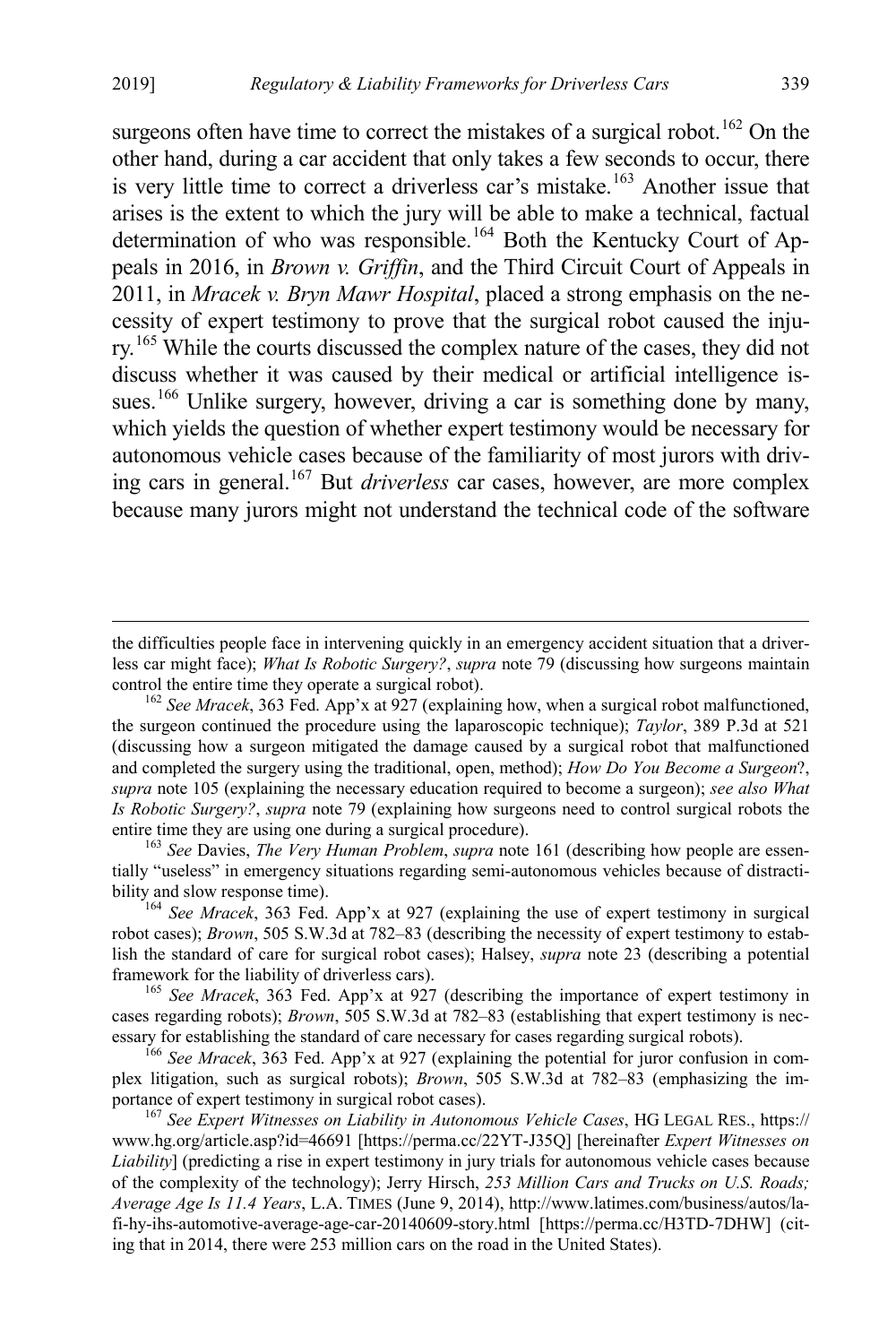surgeons often have time to correct the mistakes of a surgical robot.[162] On the other hand, during a car accident that only takes a few seconds to occur, there is very little time to correct a driverless car's mistake.[163] Another issue that arises is the extent to which the jury will be able to make a technical, factual determination of who was responsible.[164] Both the Kentucky Court of Appeals in 2016, in *Brown v. Griffin*, and the Third Circuit Court of Appeals in 2011, in *Mracek v. Bryn Mawr Hospital*, placed a strong emphasis on the necessity of expert testimony to prove that the surgical robot caused the injury.[165] While the courts discussed the complex nature of the cases, they did not discuss whether it was caused by their medical or artificial intelligence issues.[166] Unlike surgery, however, driving a car is something done by many, which yields the question of whether expert testimony would be necessary for autonomous vehicle cases because of the familiarity of most jurors with driving cars in general.[167] But *driverless* car cases, however, are more complex because many jurors might not understand the technical code of the software

---

the difficulties people face in intervening quickly in an emergency accident situation that a driverless car might face); *What Is Robotic Surgery?*, *supra* note 79 (discussing how surgeons maintain control the entire time they operate a surgical robot).

[162] *See Mracek*, 363 Fed. App'x at 927 (explaining how, when a surgical robot malfunctioned, the surgeon continued the procedure using the laparoscopic technique); *Taylor*, 389 P.3d at 521 (discussing how a surgeon mitigated the damage caused by a surgical robot that malfunctioned and completed the surgery using the traditional, open, method); *How Do You Become a Surgeon*?, *supra* note 105 (explaining the necessary education required to become a surgeon); *see also What Is Robotic Surgery?*, *supra* note 79 (explaining how surgeons need to control surgical robots the entire time they are using one during a surgical procedure).

[163] *See* Davies, *The Very Human Problem*, *supra* note 161 (describing how people are essentially "useless" in emergency situations regarding semi-autonomous vehicles because of distractibility and slow response time).

[164] *See Mracek*, 363 Fed. App'x at 927 (explaining the use of expert testimony in surgical robot cases); *Brown*, 505 S.W.3d at 782–83 (describing the necessity of expert testimony to establish the standard of care for surgical robot cases); Halsey, *supra* note 23 (describing a potential framework for the liability of driverless cars).

[165] *See Mracek*, 363 Fed. App'x at 927 (describing the importance of expert testimony in cases regarding robots); *Brown*, 505 S.W.3d at 782–83 (establishing that expert testimony is necessary for establishing the standard of care necessary for cases regarding surgical robots).

[166] *See Mracek*, 363 Fed. App'x at 927 (explaining the potential for juror confusion in complex litigation, such as surgical robots); *Brown*, 505 S.W.3d at 782–83 (emphasizing the importance of expert testimony in surgical robot cases).

[167] *See Expert Witnesses on Liability in Autonomous Vehicle Cases*, HG LEGAL RES., https://www.hg.org/article.asp?id=46691 [https://perma.cc/22YT-J35Q] [hereinafter *Expert Witnesses on Liability*] (predicting a rise in expert testimony in jury trials for autonomous vehicle cases because of the complexity of the technology); Jerry Hirsch, *253 Million Cars and Trucks on U.S. Roads; Average Age Is 11.4 Years*, L.A. TIMES (June 9, 2014), http://www.latimes.com/business/autos/la-fi-hy-ihs-automotive-average-age-car-20140609-story.html [https://perma.cc/H3TD-7DHW] (citing that in 2014, there were 253 million cars on the road in the United States).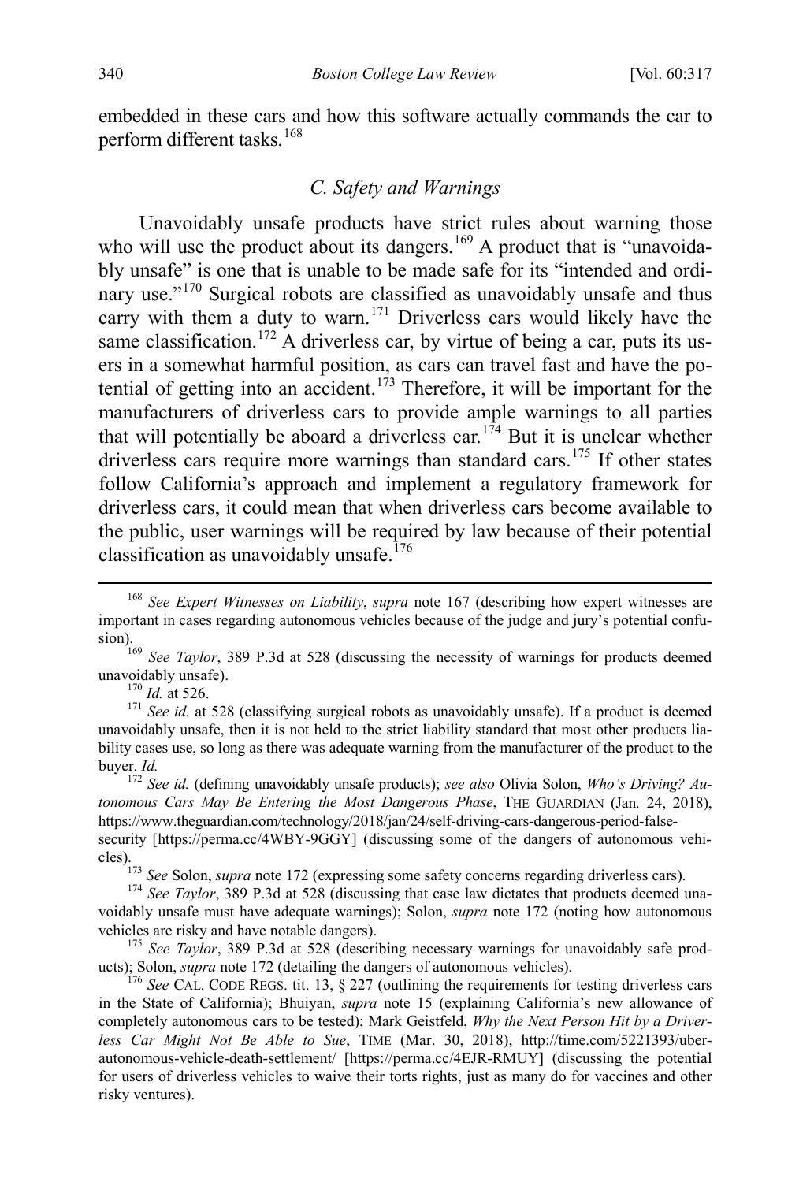embedded in these cars and how this software actually commands the car to perform different tasks.[168]

### *C. Safety and Warnings*

Unavoidably unsafe products have strict rules about warning those who will use the product about its dangers.[169] A product that is "unavoidably unsafe" is one that is unable to be made safe for its "intended and ordinary use."[170] Surgical robots are classified as unavoidably unsafe and thus carry with them a duty to warn.[171] Driverless cars would likely have the same classification.[172] A driverless car, by virtue of being a car, puts its users in a somewhat harmful position, as cars can travel fast and have the potential of getting into an accident.[173] Therefore, it will be important for the manufacturers of driverless cars to provide ample warnings to all parties that will potentially be aboard a driverless car.[174] But it is unclear whether driverless cars require more warnings than standard cars.[175] If other states follow California's approach and implement a regulatory framework for driverless cars, it could mean that when driverless cars become available to the public, user warnings will be required by law because of their potential classification as unavoidably unsafe.[176]

---

[168] *See Expert Witnesses on Liability*, *supra* note 167 (describing how expert witnesses are important in cases regarding autonomous vehicles because of the judge and jury's potential confusion).

[169] *See Taylor*, 389 P.3d at 528 (discussing the necessity of warnings for products deemed unavoidably unsafe).

[170] *Id.* at 526.

[171] *See id.* at 528 (classifying surgical robots as unavoidably unsafe). If a product is deemed unavoidably unsafe, then it is not held to the strict liability standard that most other products liability cases use, so long as there was adequate warning from the manufacturer of the product to the buyer. *Id.*

[172] *See id.* (defining unavoidably unsafe products); *see also* Olivia Solon, *Who's Driving? Autonomous Cars May Be Entering the Most Dangerous Phase*, THE GUARDIAN (Jan. 24, 2018), https://www.theguardian.com/technology/2018/jan/24/self-driving-cars-dangerous-period-false-security [https://perma.cc/4WBY-9GGY] (discussing some of the dangers of autonomous vehicles).

[173] *See* Solon, *supra* note 172 (expressing some safety concerns regarding driverless cars).

[174] *See Taylor*, 389 P.3d at 528 (discussing that case law dictates that products deemed unavoidably unsafe must have adequate warnings); Solon, *supra* note 172 (noting how autonomous vehicles are risky and have notable dangers).

[175] *See Taylor*, 389 P.3d at 528 (describing necessary warnings for unavoidably safe products); Solon, *supra* note 172 (detailing the dangers of autonomous vehicles).

[176] *See* CAL. CODE REGS. tit. 13, § 227 (outlining the requirements for testing driverless cars in the State of California); Bhuiyan, *supra* note 15 (explaining California's new allowance of completely autonomous cars to be tested); Mark Geistfeld, *Why the Next Person Hit by a Driverless Car Might Not Be Able to Sue*, TIME (Mar. 30, 2018), http://time.com/5221393/uber-autonomous-vehicle-death-settlement/ [https://perma.cc/4EJR-RMUY] (discussing the potential for users of driverless vehicles to waive their torts rights, just as many do for vaccines and other risky ventures).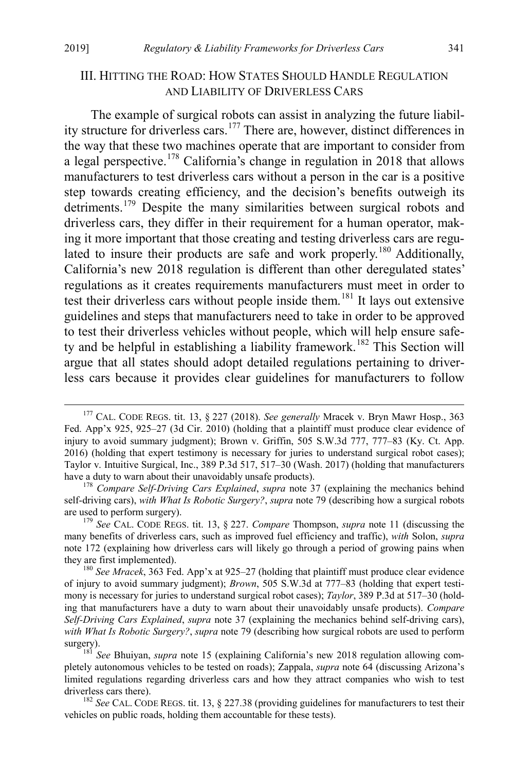## III. Hitting the Road: How States Should Handle Regulation and Liability of Driverless Cars

The example of surgical robots can assist in analyzing the future liability structure for driverless cars.[177] There are, however, distinct differences in the way that these two machines operate that are important to consider from a legal perspective.[178] California's change in regulation in 2018 that allows manufacturers to test driverless cars without a person in the car is a positive step towards creating efficiency, and the decision's benefits outweigh its detriments.[179] Despite the many similarities between surgical robots and driverless cars, they differ in their requirement for a human operator, making it more important that those creating and testing driverless cars are regulated to insure their products are safe and work properly.[180] Additionally, California's new 2018 regulation is different than other deregulated states' regulations as it creates requirements manufacturers must meet in order to test their driverless cars without people inside them.[181] It lays out extensive guidelines and steps that manufacturers need to take in order to be approved to test their driverless vehicles without people, which will help ensure safety and be helpful in establishing a liability framework.[182] This Section will argue that all states should adopt detailed regulations pertaining to driverless cars because it provides clear guidelines for manufacturers to follow

---

[177] CAL. CODE REGS. tit. 13, § 227 (2018). *See generally* Mracek v. Bryn Mawr Hosp., 363 Fed. App'x 925, 925–27 (3d Cir. 2010) (holding that a plaintiff must produce clear evidence of injury to avoid summary judgment); Brown v. Griffin, 505 S.W.3d 777, 777–83 (Ky. Ct. App. 2016) (holding that expert testimony is necessary for juries to understand surgical robot cases); Taylor v. Intuitive Surgical, Inc., 389 P.3d 517, 517–30 (Wash. 2017) (holding that manufacturers have a duty to warn about their unavoidably unsafe products).

[178] *Compare Self-Driving Cars Explained*, *supra* note 37 (explaining the mechanics behind self-driving cars), *with What Is Robotic Surgery?*, *supra* note 79 (describing how a surgical robots are used to perform surgery).

[179] *See* CAL. CODE REGS. tit. 13, § 227. *Compare* Thompson, *supra* note 11 (discussing the many benefits of driverless cars, such as improved fuel efficiency and traffic), *with* Solon, *supra* note 172 (explaining how driverless cars will likely go through a period of growing pains when they are first implemented).

[180] *See Mracek*, 363 Fed. App'x at 925–27 (holding that plaintiff must produce clear evidence of injury to avoid summary judgment); *Brown*, 505 S.W.3d at 777–83 (holding that expert testimony is necessary for juries to understand surgical robot cases); *Taylor*, 389 P.3d at 517–30 (holding that manufacturers have a duty to warn about their unavoidably unsafe products). *Compare Self-Driving Cars Explained*, *supra* note 37 (explaining the mechanics behind self-driving cars), *with What Is Robotic Surgery?*, *supra* note 79 (describing how surgical robots are used to perform surgery).

[181] *See* Bhuiyan, *supra* note 15 (explaining California's new 2018 regulation allowing completely autonomous vehicles to be tested on roads); Zappala, *supra* note 64 (discussing Arizona's limited regulations regarding driverless cars and how they attract companies who wish to test driverless cars there).

[182] *See* CAL. CODE REGS. tit. 13, § 227.38 (providing guidelines for manufacturers to test their vehicles on public roads, holding them accountable for these tests).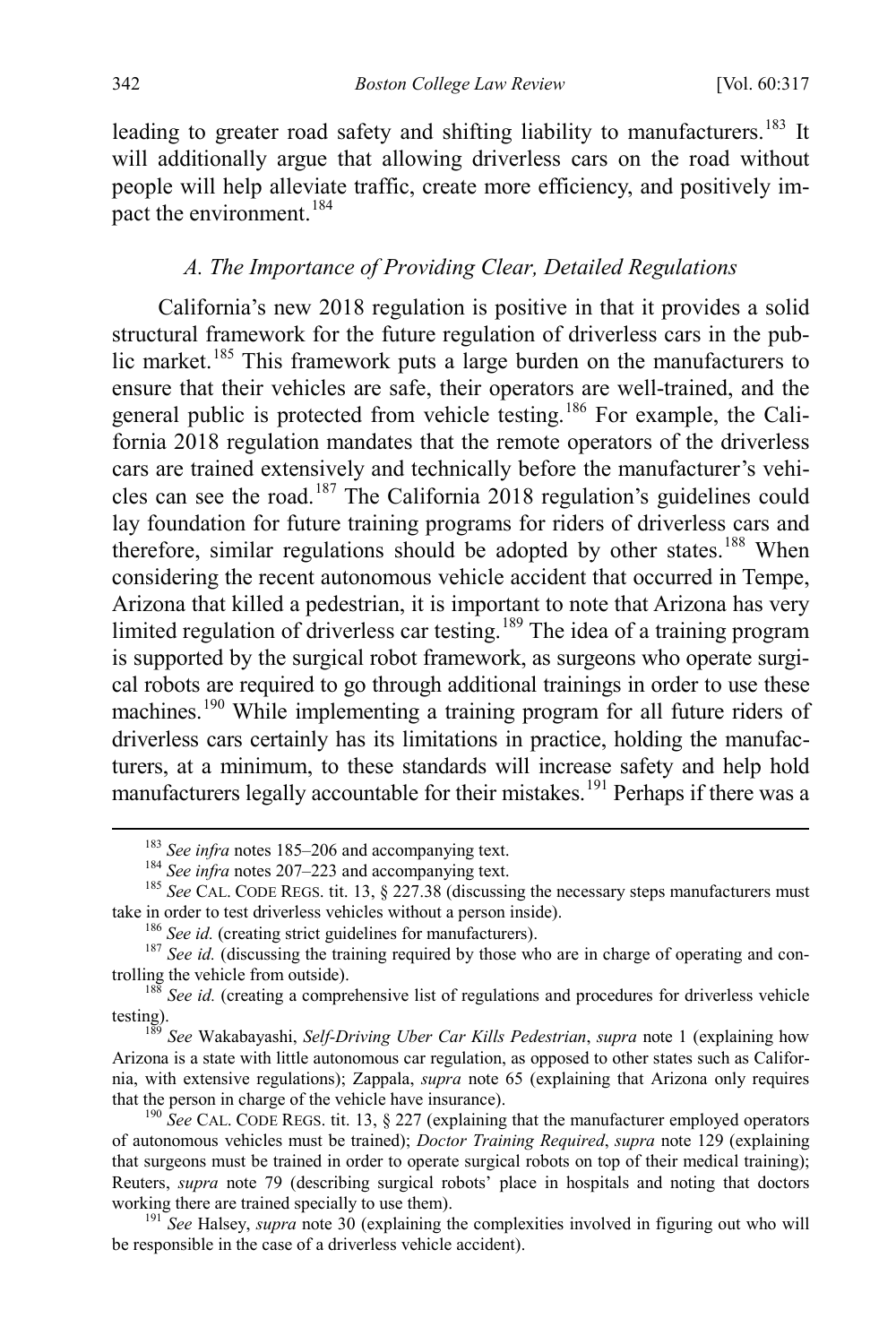leading to greater road safety and shifting liability to manufacturers.[183] It will additionally argue that allowing driverless cars on the road without people will help alleviate traffic, create more efficiency, and positively impact the environment.[184]

### *A. The Importance of Providing Clear, Detailed Regulations*

California's new 2018 regulation is positive in that it provides a solid structural framework for the future regulation of driverless cars in the public market.[185] This framework puts a large burden on the manufacturers to ensure that their vehicles are safe, their operators are well-trained, and the general public is protected from vehicle testing.[186] For example, the California 2018 regulation mandates that the remote operators of the driverless cars are trained extensively and technically before the manufacturer's vehicles can see the road.[187] The California 2018 regulation's guidelines could lay foundation for future training programs for riders of driverless cars and therefore, similar regulations should be adopted by other states.[188] When considering the recent autonomous vehicle accident that occurred in Tempe, Arizona that killed a pedestrian, it is important to note that Arizona has very limited regulation of driverless car testing.[189] The idea of a training program is supported by the surgical robot framework, as surgeons who operate surgical robots are required to go through additional trainings in order to use these machines.[190] While implementing a training program for all future riders of driverless cars certainly has its limitations in practice, holding the manufacturers, at a minimum, to these standards will increase safety and help hold manufacturers legally accountable for their mistakes.[191] Perhaps if there was a

---

[183] *See infra* notes 185–206 and accompanying text.

[184] *See infra* notes 207–223 and accompanying text.

[185] *See* CAL. CODE REGS. tit. 13, § 227.38 (discussing the necessary steps manufacturers must take in order to test driverless vehicles without a person inside).

[186] *See id.* (creating strict guidelines for manufacturers).

[187] *See id.* (discussing the training required by those who are in charge of operating and controlling the vehicle from outside).

[188] *See id.* (creating a comprehensive list of regulations and procedures for driverless vehicle testing).

[189] *See* Wakabayashi, *Self-Driving Uber Car Kills Pedestrian*, *supra* note 1 (explaining how Arizona is a state with little autonomous car regulation, as opposed to other states such as California, with extensive regulations); Zappala, *supra* note 65 (explaining that Arizona only requires that the person in charge of the vehicle have insurance).

[190] *See* CAL. CODE REGS. tit. 13, § 227 (explaining that the manufacturer employed operators of autonomous vehicles must be trained); *Doctor Training Required*, *supra* note 129 (explaining that surgeons must be trained in order to operate surgical robots on top of their medical training); Reuters, *supra* note 79 (describing surgical robots' place in hospitals and noting that doctors working there are trained specially to use them).

[191] *See* Halsey, *supra* note 30 (explaining the complexities involved in figuring out who will be responsible in the case of a driverless vehicle accident).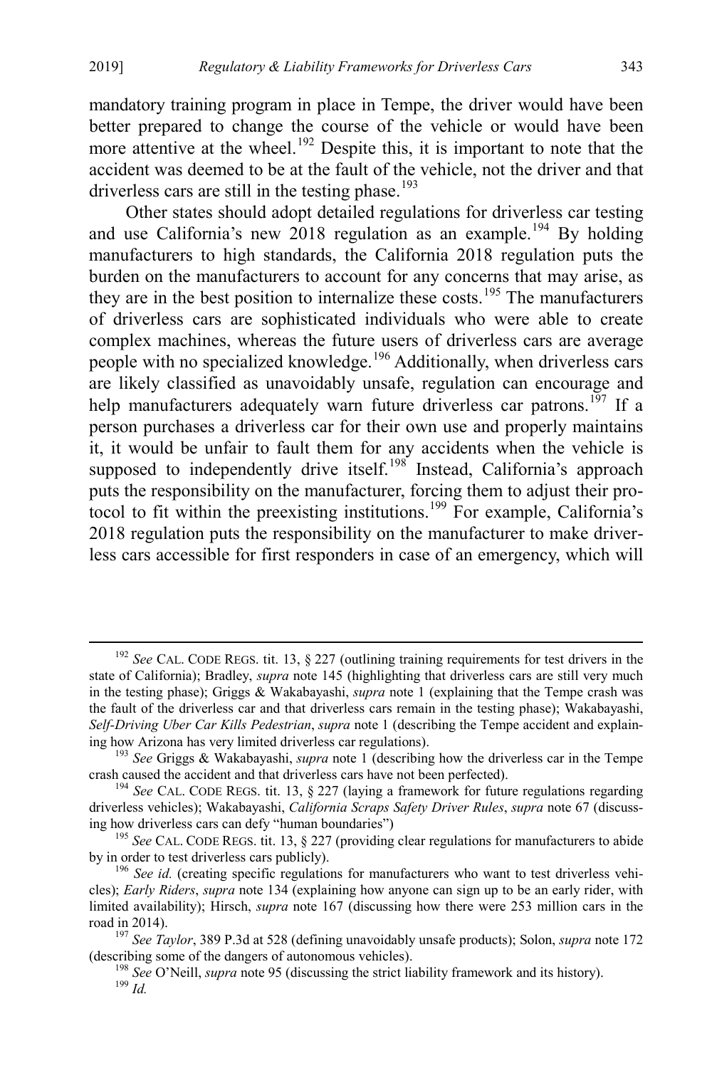mandatory training program in place in Tempe, the driver would have been better prepared to change the course of the vehicle or would have been more attentive at the wheel.[192] Despite this, it is important to note that the accident was deemed to be at the fault of the vehicle, not the driver and that driverless cars are still in the testing phase.[193]

Other states should adopt detailed regulations for driverless car testing and use California's new 2018 regulation as an example.[194] By holding manufacturers to high standards, the California 2018 regulation puts the burden on the manufacturers to account for any concerns that may arise, as they are in the best position to internalize these costs.[195] The manufacturers of driverless cars are sophisticated individuals who were able to create complex machines, whereas the future users of driverless cars are average people with no specialized knowledge.[196] Additionally, when driverless cars are likely classified as unavoidably unsafe, regulation can encourage and help manufacturers adequately warn future driverless car patrons.[197] If a person purchases a driverless car for their own use and properly maintains it, it would be unfair to fault them for any accidents when the vehicle is supposed to independently drive itself.[198] Instead, California's approach puts the responsibility on the manufacturer, forcing them to adjust their protocol to fit within the preexisting institutions.[199] For example, California's 2018 regulation puts the responsibility on the manufacturer to make driverless cars accessible for first responders in case of an emergency, which will

---

[192] *See* CAL. CODE REGS. tit. 13, § 227 (outlining training requirements for test drivers in the state of California); Bradley, *supra* note 145 (highlighting that driverless cars are still very much in the testing phase); Griggs & Wakabayashi, *supra* note 1 (explaining that the Tempe crash was the fault of the driverless car and that driverless cars remain in the testing phase); Wakabayashi, *Self-Driving Uber Car Kills Pedestrian*, *supra* note 1 (describing the Tempe accident and explaining how Arizona has very limited driverless car regulations).

[193] *See* Griggs & Wakabayashi, *supra* note 1 (describing how the driverless car in the Tempe crash caused the accident and that driverless cars have not been perfected).

[194] *See* CAL. CODE REGS. tit. 13, § 227 (laying a framework for future regulations regarding driverless vehicles); Wakabayashi, *California Scraps Safety Driver Rules*, *supra* note 67 (discussing how driverless cars can defy "human boundaries")

[195] *See* CAL. CODE REGS. tit. 13, § 227 (providing clear regulations for manufacturers to abide by in order to test driverless cars publicly).

[196] *See id.* (creating specific regulations for manufacturers who want to test driverless vehicles); *Early Riders*, *supra* note 134 (explaining how anyone can sign up to be an early rider, with limited availability); Hirsch, *supra* note 167 (discussing how there were 253 million cars in the road in 2014).

[197] *See Taylor*, 389 P.3d at 528 (defining unavoidably unsafe products); Solon, *supra* note 172 (describing some of the dangers of autonomous vehicles).

[198] *See* O'Neill, *supra* note 95 (discussing the strict liability framework and its history).

[199] *Id.*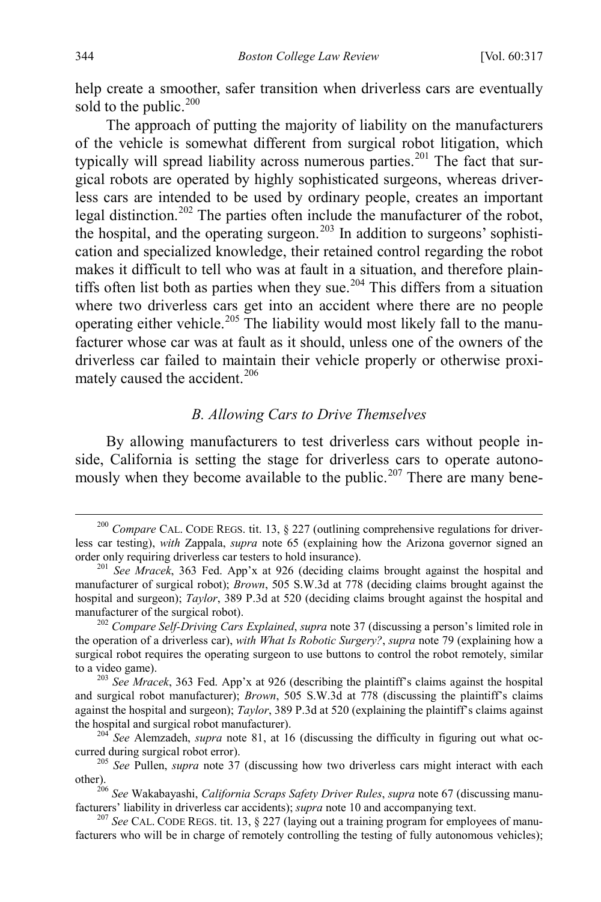help create a smoother, safer transition when driverless cars are eventually sold to the public.[200]

The approach of putting the majority of liability on the manufacturers of the vehicle is somewhat different from surgical robot litigation, which typically will spread liability across numerous parties.[201] The fact that surgical robots are operated by highly sophisticated surgeons, whereas driverless cars are intended to be used by ordinary people, creates an important legal distinction.[202] The parties often include the manufacturer of the robot, the hospital, and the operating surgeon.[203] In addition to surgeons' sophistication and specialized knowledge, their retained control regarding the robot makes it difficult to tell who was at fault in a situation, and therefore plaintiffs often list both as parties when they sue.[204] This differs from a situation where two driverless cars get into an accident where there are no people operating either vehicle.[205] The liability would most likely fall to the manufacturer whose car was at fault as it should, unless one of the owners of the driverless car failed to maintain their vehicle properly or otherwise proximately caused the accident.[206]

### *B. Allowing Cars to Drive Themselves*

By allowing manufacturers to test driverless cars without people inside, California is setting the stage for driverless cars to operate autonomously when they become available to the public.[207] There are many bene-

---

[200] *Compare* CAL. CODE REGS. tit. 13, § 227 (outlining comprehensive regulations for driverless car testing), *with* Zappala, *supra* note 65 (explaining how the Arizona governor signed an order only requiring driverless car testers to hold insurance).

[201] *See Mracek*, 363 Fed. App'x at 926 (deciding claims brought against the hospital and manufacturer of surgical robot); *Brown*, 505 S.W.3d at 778 (deciding claims brought against the hospital and surgeon); *Taylor*, 389 P.3d at 520 (deciding claims brought against the hospital and manufacturer of the surgical robot).

[202] *Compare Self-Driving Cars Explained*, *supra* note 37 (discussing a person's limited role in the operation of a driverless car), *with What Is Robotic Surgery?*, *supra* note 79 (explaining how a surgical robot requires the operating surgeon to use buttons to control the robot remotely, similar to a video game).

[203] *See Mracek*, 363 Fed. App'x at 926 (describing the plaintiff's claims against the hospital and surgical robot manufacturer); *Brown*, 505 S.W.3d at 778 (discussing the plaintiff's claims against the hospital and surgeon); *Taylor*, 389 P.3d at 520 (explaining the plaintiff's claims against the hospital and surgical robot manufacturer).

[204] *See* Alemzadeh, *supra* note 81, at 16 (discussing the difficulty in figuring out what occurred during surgical robot error).

[205] *See* Pullen, *supra* note 37 (discussing how two driverless cars might interact with each other).

[206] *See* Wakabayashi, *California Scraps Safety Driver Rules*, *supra* note 67 (discussing manufacturers' liability in driverless car accidents); *supra* note 10 and accompanying text.

[207] *See* CAL. CODE REGS. tit. 13, § 227 (laying out a training program for employees of manufacturers who will be in charge of remotely controlling the testing of fully autonomous vehicles);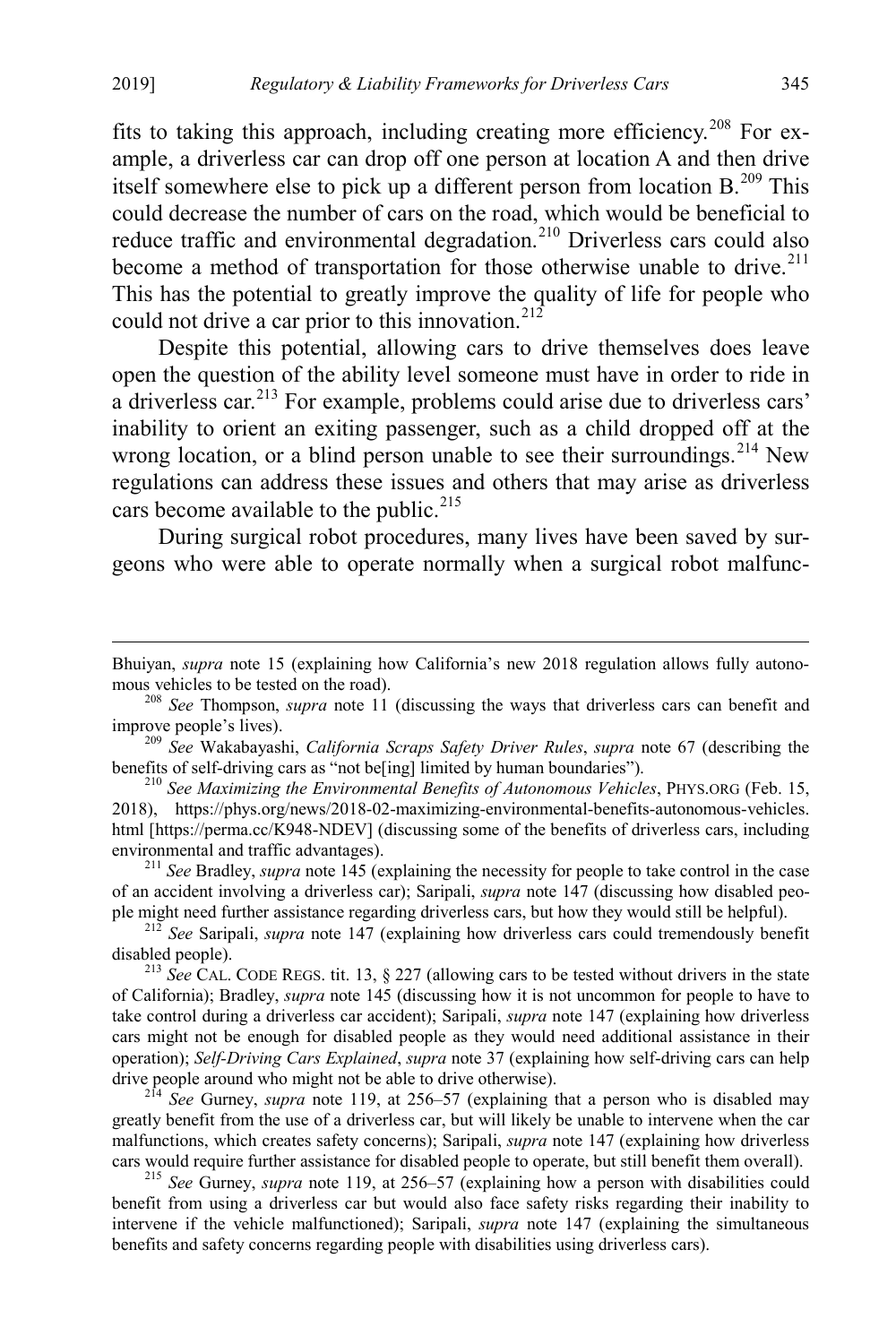fits to taking this approach, including creating more efficiency.[208] For example, a driverless car can drop off one person at location A and then drive itself somewhere else to pick up a different person from location B.[209] This could decrease the number of cars on the road, which would be beneficial to reduce traffic and environmental degradation.[210] Driverless cars could also become a method of transportation for those otherwise unable to drive.[211] This has the potential to greatly improve the quality of life for people who could not drive a car prior to this innovation.[212]

Despite this potential, allowing cars to drive themselves does leave open the question of the ability level someone must have in order to ride in a driverless car.[213] For example, problems could arise due to driverless cars' inability to orient an exiting passenger, such as a child dropped off at the wrong location, or a blind person unable to see their surroundings.[214] New regulations can address these issues and others that may arise as driverless cars become available to the public.[215]

During surgical robot procedures, many lives have been saved by surgeons who were able to operate normally when a surgical robot malfunc-

---

Bhuiyan, *supra* note 15 (explaining how California's new 2018 regulation allows fully autonomous vehicles to be tested on the road).

[208] *See* Thompson, *supra* note 11 (discussing the ways that driverless cars can benefit and improve people's lives).

[209] *See* Wakabayashi, *California Scraps Safety Driver Rules*, *supra* note 67 (describing the benefits of self-driving cars as "not be[ing] limited by human boundaries").

[210] *See Maximizing the Environmental Benefits of Autonomous Vehicles*, PHYS.ORG (Feb. 15, 2018), https://phys.org/news/2018-02-maximizing-environmental-benefits-autonomous-vehicles.html [https://perma.cc/K948-NDEV] (discussing some of the benefits of driverless cars, including environmental and traffic advantages).

[211] *See* Bradley, *supra* note 145 (explaining the necessity for people to take control in the case of an accident involving a driverless car); Saripali, *supra* note 147 (discussing how disabled people might need further assistance regarding driverless cars, but how they would still be helpful).

[212] *See* Saripali, *supra* note 147 (explaining how driverless cars could tremendously benefit disabled people).

[213] *See* CAL. CODE REGS. tit. 13, § 227 (allowing cars to be tested without drivers in the state of California); Bradley, *supra* note 145 (discussing how it is not uncommon for people to have to take control during a driverless car accident); Saripali, *supra* note 147 (explaining how driverless cars might not be enough for disabled people as they would need additional assistance in their operation); *Self-Driving Cars Explained*, *supra* note 37 (explaining how self-driving cars can help drive people around who might not be able to drive otherwise).

[214] *See* Gurney, *supra* note 119, at 256–57 (explaining that a person who is disabled may greatly benefit from the use of a driverless car, but will likely be unable to intervene when the car malfunctions, which creates safety concerns); Saripali, *supra* note 147 (explaining how driverless cars would require further assistance for disabled people to operate, but still benefit them overall).

[215] *See* Gurney, *supra* note 119, at 256–57 (explaining how a person with disabilities could benefit from using a driverless car but would also face safety risks regarding their inability to intervene if the vehicle malfunctioned); Saripali, *supra* note 147 (explaining the simultaneous benefits and safety concerns regarding people with disabilities using driverless cars).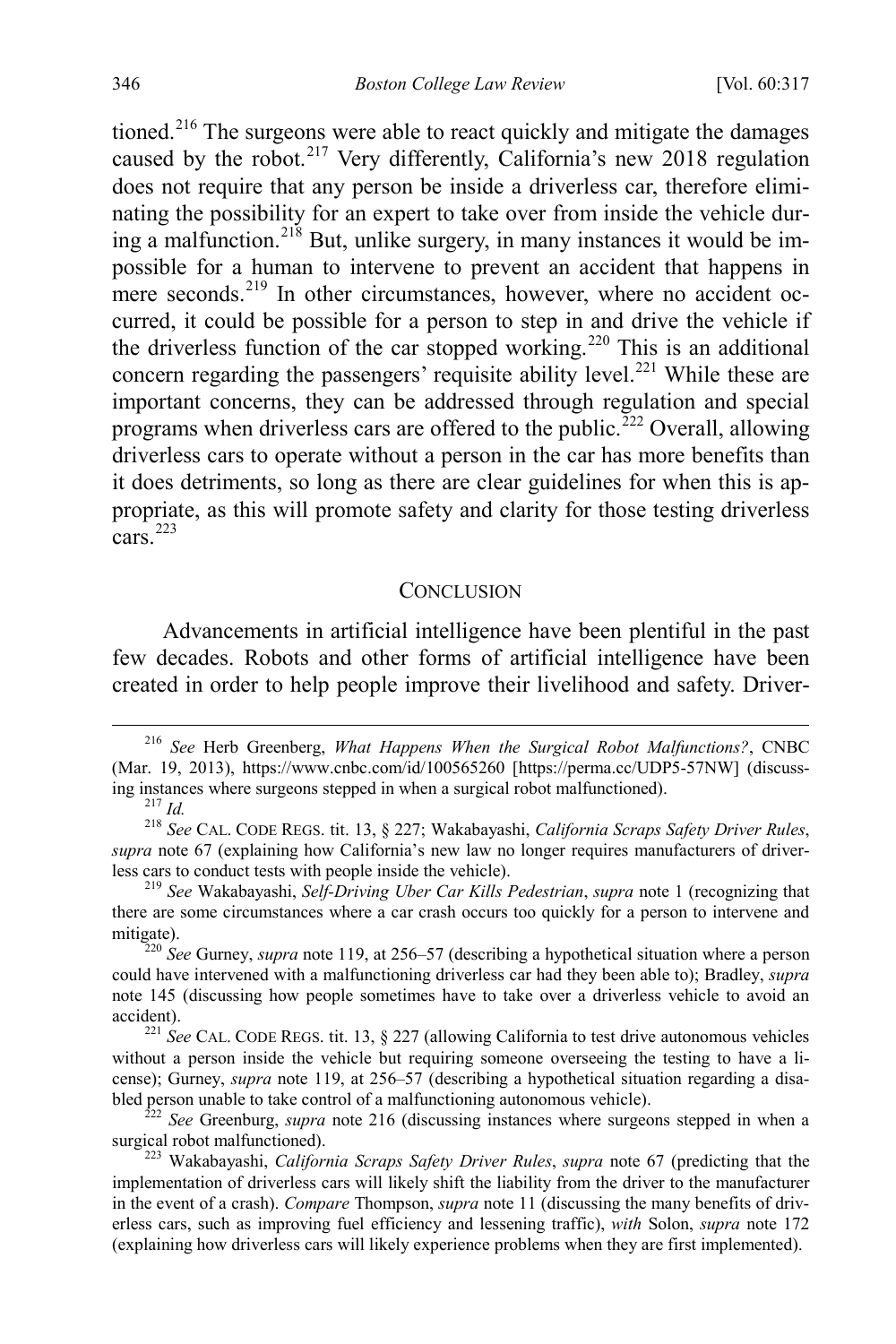tioned.[216] The surgeons were able to react quickly and mitigate the damages caused by the robot.[217] Very differently, California's new 2018 regulation does not require that any person be inside a driverless car, therefore eliminating the possibility for an expert to take over from inside the vehicle during a malfunction.[218] But, unlike surgery, in many instances it would be impossible for a human to intervene to prevent an accident that happens in mere seconds.[219] In other circumstances, however, where no accident occurred, it could be possible for a person to step in and drive the vehicle if the driverless function of the car stopped working.[220] This is an additional concern regarding the passengers' requisite ability level.[221] While these are important concerns, they can be addressed through regulation and special programs when driverless cars are offered to the public.[222] Overall, allowing driverless cars to operate without a person in the car has more benefits than it does detriments, so long as there are clear guidelines for when this is appropriate, as this will promote safety and clarity for those testing driverless cars.[223]

## CONCLUSION

Advancements in artificial intelligence have been plentiful in the past few decades. Robots and other forms of artificial intelligence have been created in order to help people improve their livelihood and safety. Driver-

---

[216] *See* Herb Greenberg, *What Happens When the Surgical Robot Malfunctions?*, CNBC (Mar. 19, 2013), https://www.cnbc.com/id/100565260 [https://perma.cc/UDP5-57NW] (discussing instances where surgeons stepped in when a surgical robot malfunctioned).

[217] *Id.*

[218] *See* CAL. CODE REGS. tit. 13, § 227; Wakabayashi, *California Scraps Safety Driver Rules*, *supra* note 67 (explaining how California's new law no longer requires manufacturers of driverless cars to conduct tests with people inside the vehicle).

[219] *See* Wakabayashi, *Self-Driving Uber Car Kills Pedestrian*, *supra* note 1 (recognizing that there are some circumstances where a car crash occurs too quickly for a person to intervene and mitigate).

[220] *See* Gurney, *supra* note 119, at 256–57 (describing a hypothetical situation where a person could have intervened with a malfunctioning driverless car had they been able to); Bradley, *supra* note 145 (discussing how people sometimes have to take over a driverless vehicle to avoid an accident).

[221] *See* CAL. CODE REGS. tit. 13, § 227 (allowing California to test drive autonomous vehicles without a person inside the vehicle but requiring someone overseeing the testing to have a license); Gurney, *supra* note 119, at 256–57 (describing a hypothetical situation regarding a disabled person unable to take control of a malfunctioning autonomous vehicle).

[222] *See* Greenburg, *supra* note 216 (discussing instances where surgeons stepped in when a surgical robot malfunctioned).

[223] Wakabayashi, *California Scraps Safety Driver Rules*, *supra* note 67 (predicting that the implementation of driverless cars will likely shift the liability from the driver to the manufacturer in the event of a crash). *Compare* Thompson, *supra* note 11 (discussing the many benefits of driverless cars, such as improving fuel efficiency and lessening traffic), *with* Solon, *supra* note 172 (explaining how driverless cars will likely experience problems when they are first implemented).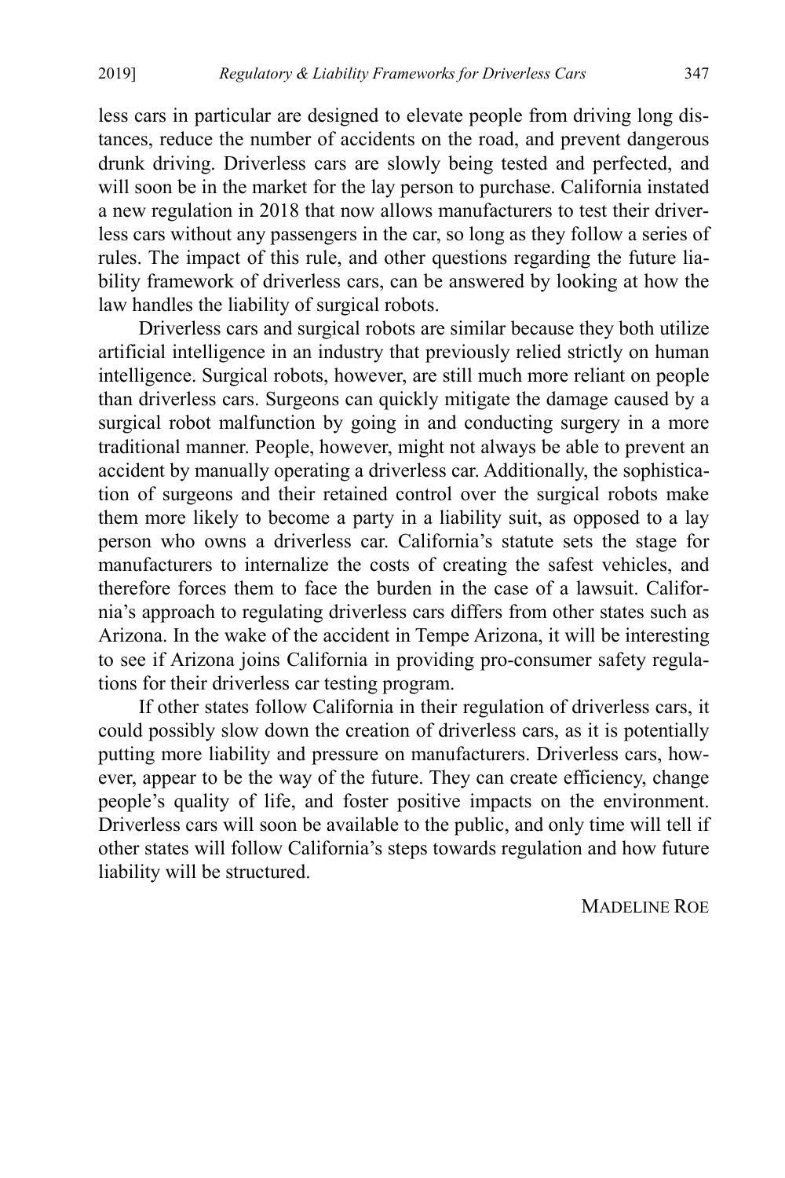less cars in particular are designed to elevate people from driving long distances, reduce the number of accidents on the road, and prevent dangerous drunk driving. Driverless cars are slowly being tested and perfected, and will soon be in the market for the lay person to purchase. California instated a new regulation in 2018 that now allows manufacturers to test their driverless cars without any passengers in the car, so long as they follow a series of rules. The impact of this rule, and other questions regarding the future liability framework of driverless cars, can be answered by looking at how the law handles the liability of surgical robots.

Driverless cars and surgical robots are similar because they both utilize artificial intelligence in an industry that previously relied strictly on human intelligence. Surgical robots, however, are still much more reliant on people than driverless cars. Surgeons can quickly mitigate the damage caused by a surgical robot malfunction by going in and conducting surgery in a more traditional manner. People, however, might not always be able to prevent an accident by manually operating a driverless car. Additionally, the sophistication of surgeons and their retained control over the surgical robots make them more likely to become a party in a liability suit, as opposed to a lay person who owns a driverless car. California's statute sets the stage for manufacturers to internalize the costs of creating the safest vehicles, and therefore forces them to face the burden in the case of a lawsuit. California's approach to regulating driverless cars differs from other states such as Arizona. In the wake of the accident in Tempe Arizona, it will be interesting to see if Arizona joins California in providing pro-consumer safety regulations for their driverless car testing program.

If other states follow California in their regulation of driverless cars, it could possibly slow down the creation of driverless cars, as it is potentially putting more liability and pressure on manufacturers. Driverless cars, however, appear to be the way of the future. They can create efficiency, change people's quality of life, and foster positive impacts on the environment. Driverless cars will soon be available to the public, and only time will tell if other states will follow California's steps towards regulation and how future liability will be structured.

MADELINE ROE